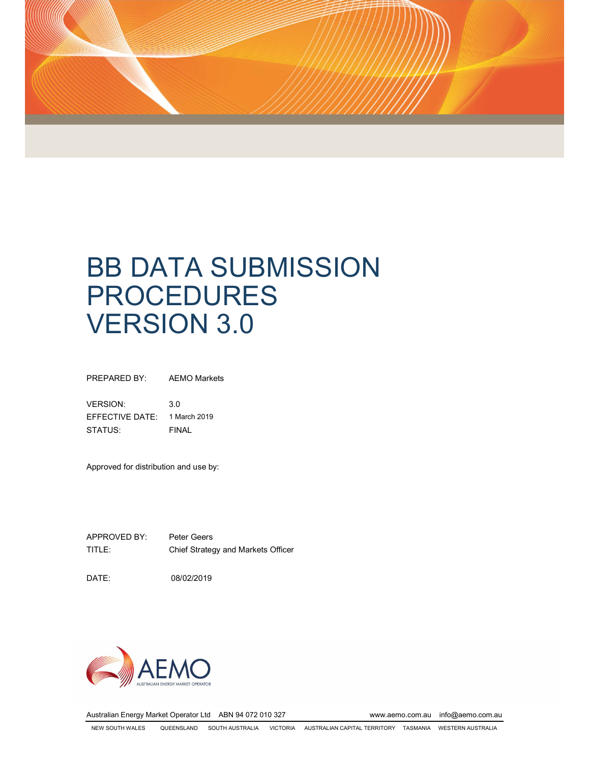# BB DATA SUBMISSION PROCEDURES VERSION 3.0

PREPARED BY: AEMO Markets

VERSION: 3.0

EFFECTIVE DATE: 1 March 2019

STATUS: FINAL

Approved for distribution and use by:

APPROVED BY: Peter Geers

TITLE: Chief Strategy and Markets Officer

DATE: 08/02/2019

AEMO
AUSTRALIAN ENERGY MARKET OPERATOR

Australian Energy Market Operator Ltd ABN 94 072 010 327 www.aemo.com.au info@aemo.com.au

NEW SOUTH WALES QUEENSLAND SOUTH AUSTRALIA VICTORIA AUSTRALIAN CAPITAL TERRITORY TASMANIA WESTERN AUSTRALIA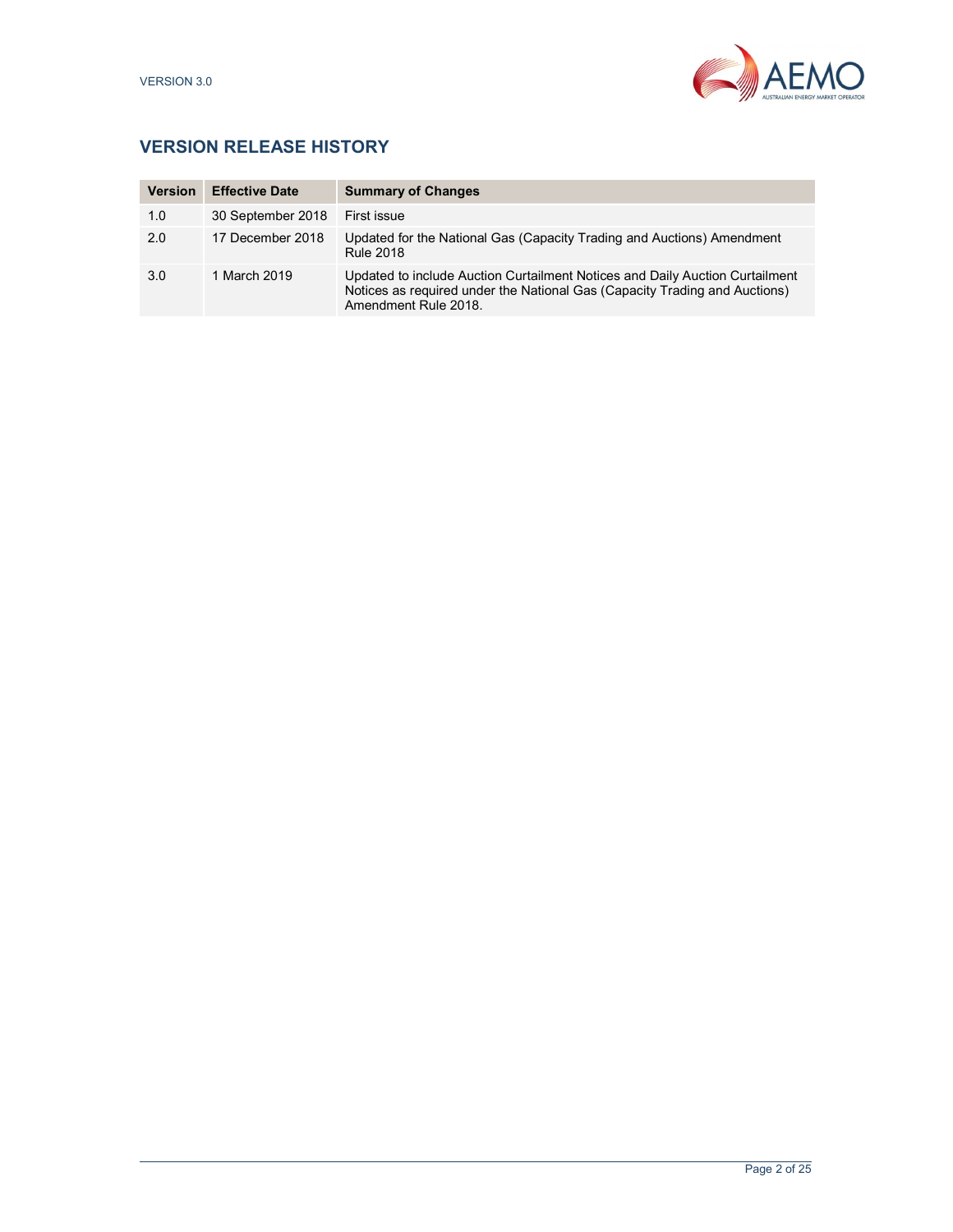## VERSION RELEASE HISTORY

| Version | Effective Date | Summary of Changes |
|---|---|---|
| 1.0 | 30 September 2018 | First issue |
| 2.0 | 17 December 2018 | Updated for the National Gas (Capacity Trading and Auctions) Amendment Rule 2018 |
| 3.0 | 1 March 2019 | Updated to include Auction Curtailment Notices and Daily Auction Curtailment Notices as required under the National Gas (Capacity Trading and Auctions) Amendment Rule 2018. |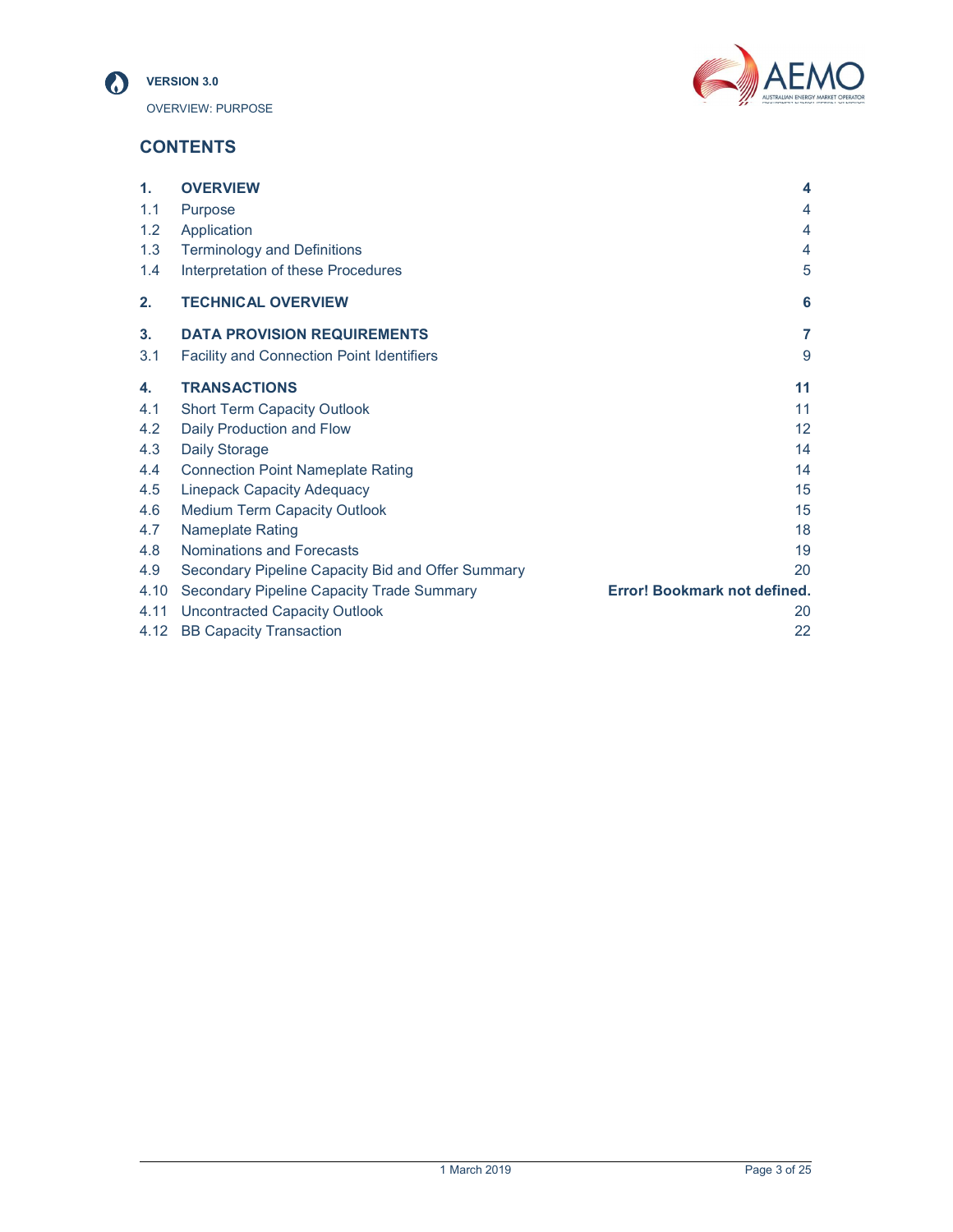## CONTENTS

| | | |
|---|---|---|
| **1.** | **OVERVIEW** | **4** |
| 1.1 | Purpose | 4 |
| 1.2 | Application | 4 |
| 1.3 | Terminology and Definitions | 4 |
| 1.4 | Interpretation of these Procedures | 5 |
| **2.** | **TECHNICAL OVERVIEW** | **6** |
| **3.** | **DATA PROVISION REQUIREMENTS** | **7** |
| 3.1 | Facility and Connection Point Identifiers | 9 |
| **4.** | **TRANSACTIONS** | **11** |
| 4.1 | Short Term Capacity Outlook | 11 |
| 4.2 | Daily Production and Flow | 12 |
| 4.3 | Daily Storage | 14 |
| 4.4 | Connection Point Nameplate Rating | 14 |
| 4.5 | Linepack Capacity Adequacy | 15 |
| 4.6 | Medium Term Capacity Outlook | 15 |
| 4.7 | Nameplate Rating | 18 |
| 4.8 | Nominations and Forecasts | 19 |
| 4.9 | Secondary Pipeline Capacity Bid and Offer Summary | 20 |
| 4.10 | Secondary Pipeline Capacity Trade Summary | **Error! Bookmark not defined.** |
| 4.11 | Uncontracted Capacity Outlook | 20 |
| 4.12 | BB Capacity Transaction | 22 |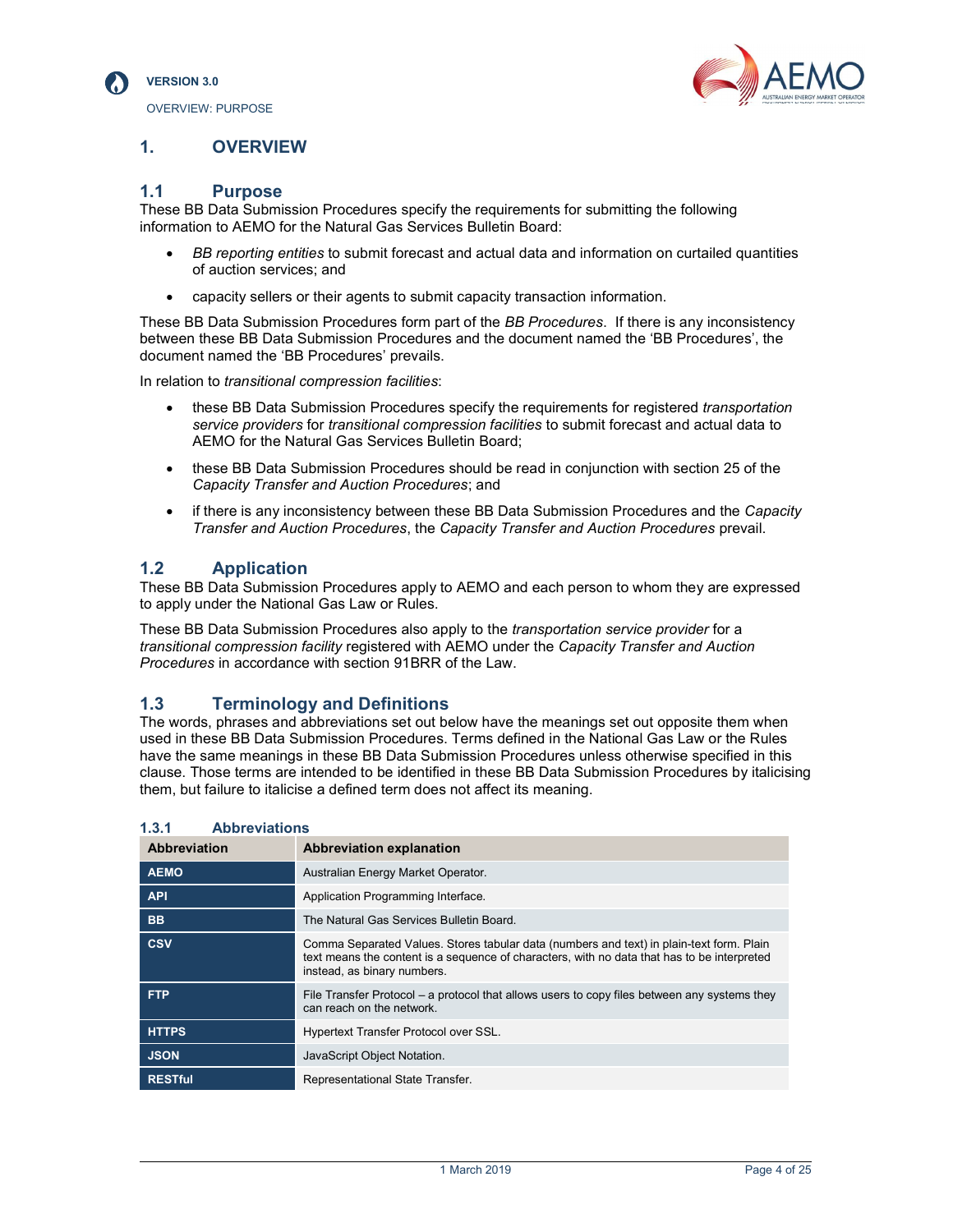# 1. OVERVIEW

## 1.1 Purpose

These BB Data Submission Procedures specify the requirements for submitting the following information to AEMO for the Natural Gas Services Bulletin Board:

- *BB reporting entities* to submit forecast and actual data and information on curtailed quantities of auction services; and
- capacity sellers or their agents to submit capacity transaction information.

These BB Data Submission Procedures form part of the *BB Procedures*. If there is any inconsistency between these BB Data Submission Procedures and the document named the 'BB Procedures', the document named the 'BB Procedures' prevails.

In relation to *transitional compression facilities*:

- these BB Data Submission Procedures specify the requirements for registered *transportation service providers* for *transitional compression facilities* to submit forecast and actual data to AEMO for the Natural Gas Services Bulletin Board;
- these BB Data Submission Procedures should be read in conjunction with section 25 of the *Capacity Transfer and Auction Procedures*; and
- if there is any inconsistency between these BB Data Submission Procedures and the *Capacity Transfer and Auction Procedures*, the *Capacity Transfer and Auction Procedures* prevail.

## 1.2 Application

These BB Data Submission Procedures apply to AEMO and each person to whom they are expressed to apply under the National Gas Law or Rules.

These BB Data Submission Procedures also apply to the *transportation service provider* for a *transitional compression facility* registered with AEMO under the *Capacity Transfer and Auction Procedures* in accordance with section 91BRR of the Law.

## 1.3 Terminology and Definitions

The words, phrases and abbreviations set out below have the meanings set out opposite them when used in these BB Data Submission Procedures. Terms defined in the National Gas Law or the Rules have the same meanings in these BB Data Submission Procedures unless otherwise specified in this clause. Those terms are intended to be identified in these BB Data Submission Procedures by italicising them, but failure to italicise a defined term does not affect its meaning.

### 1.3.1 Abbreviations

| Abbreviation | Abbreviation explanation |
|---|---|
| **AEMO** | Australian Energy Market Operator. |
| **API** | Application Programming Interface. |
| **BB** | The Natural Gas Services Bulletin Board. |
| **CSV** | Comma Separated Values. Stores tabular data (numbers and text) in plain-text form. Plain text means the content is a sequence of characters, with no data that has to be interpreted instead, as binary numbers. |
| **FTP** | File Transfer Protocol – a protocol that allows users to copy files between any systems they can reach on the network. |
| **HTTPS** | Hypertext Transfer Protocol over SSL. |
| **JSON** | JavaScript Object Notation. |
| **RESTful** | Representational State Transfer. |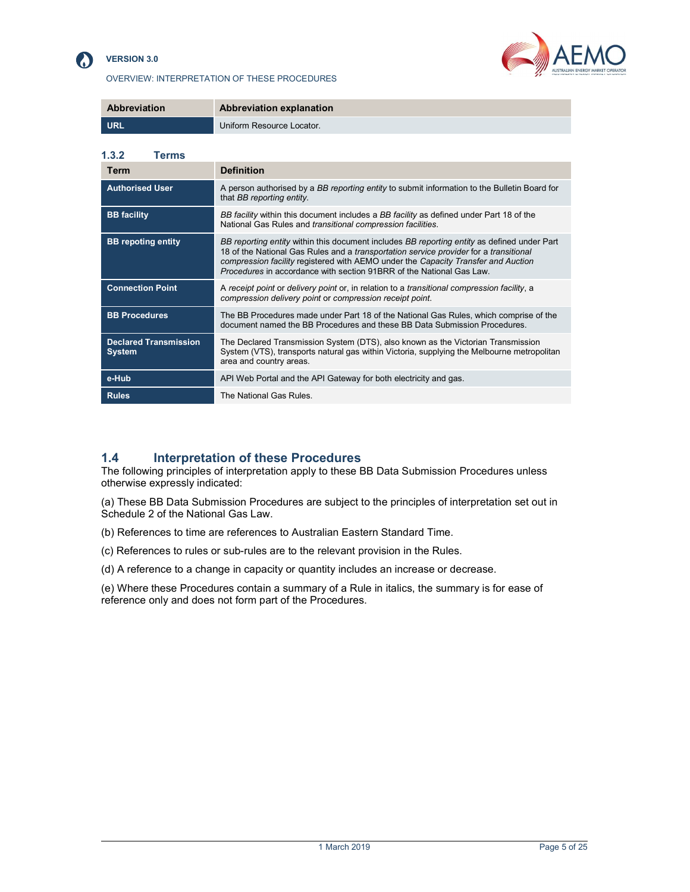| Abbreviation | Abbreviation explanation |
| --- | --- |
| **URL** | Uniform Resource Locator. |

### 1.3.2 Terms

| Term | Definition |
| --- | --- |
| **Authorised User** | A person authorised by a *BB reporting entity* to submit information to the Bulletin Board for that *BB reporting entity.* |
| **BB facility** | *BB facility* within this document includes a *BB facility* as defined under Part 18 of the National Gas Rules and *transitional compression facilities.* |
| **BB repoting entity** | *BB reporting entity* within this document includes *BB reporting entity* as defined under Part 18 of the National Gas Rules and a *transportation service provider* for a *transitional compression facility* registered with AEMO under the *Capacity Transfer and Auction Procedures* in accordance with section 91BRR of the National Gas Law. |
| **Connection Point** | A *receipt point* or *delivery point* or, in relation to a *transitional compression facility*, a *compression delivery point* or *compression receipt point.* |
| **BB Procedures** | The BB Procedures made under Part 18 of the National Gas Rules, which comprise of the document named the BB Procedures and these BB Data Submission Procedures. |
| **Declared Transmission System** | The Declared Transmission System (DTS), also known as the Victorian Transmission System (VTS), transports natural gas within Victoria, supplying the Melbourne metropolitan area and country areas. |
| **e-Hub** | API Web Portal and the API Gateway for both electricity and gas. |
| **Rules** | The National Gas Rules. |

## 1.4 Interpretation of these Procedures

The following principles of interpretation apply to these BB Data Submission Procedures unless otherwise expressly indicated:

(a) These BB Data Submission Procedures are subject to the principles of interpretation set out in Schedule 2 of the National Gas Law.

(b) References to time are references to Australian Eastern Standard Time.

(c) References to rules or sub-rules are to the relevant provision in the Rules.

(d) A reference to a change in capacity or quantity includes an increase or decrease.

(e) Where these Procedures contain a summary of a Rule in italics, the summary is for ease of reference only and does not form part of the Procedures.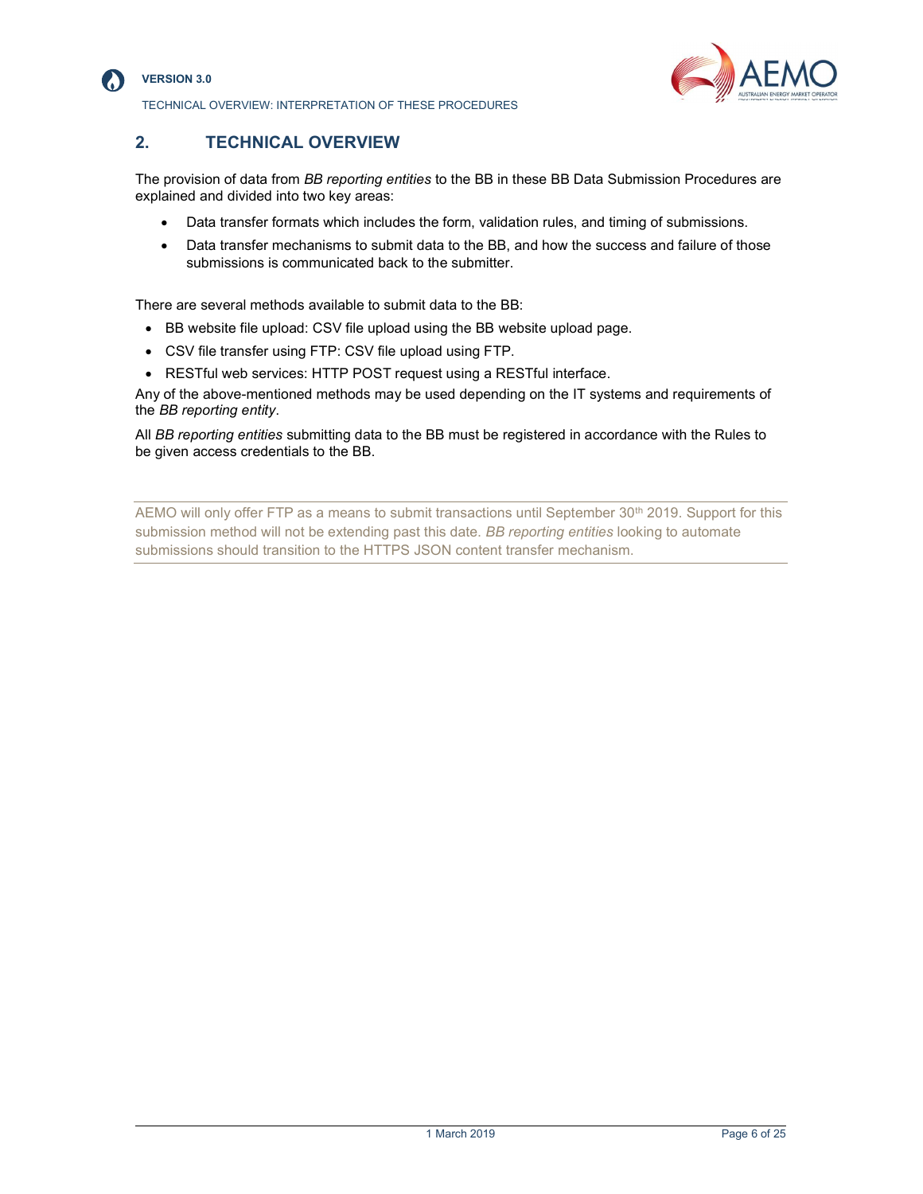## 2. TECHNICAL OVERVIEW

The provision of data from *BB reporting entities* to the BB in these BB Data Submission Procedures are explained and divided into two key areas:

- Data transfer formats which includes the form, validation rules, and timing of submissions.
- Data transfer mechanisms to submit data to the BB, and how the success and failure of those submissions is communicated back to the submitter.

There are several methods available to submit data to the BB:

- BB website file upload: CSV file upload using the BB website upload page.
- CSV file transfer using FTP: CSV file upload using FTP.
- RESTful web services: HTTP POST request using a RESTful interface.

Any of the above-mentioned methods may be used depending on the IT systems and requirements of the *BB reporting entity*.

All *BB reporting entities* submitting data to the BB must be registered in accordance with the Rules to be given access credentials to the BB.

---

AEMO will only offer FTP as a means to submit transactions until September 30th 2019. Support for this submission method will not be extending past this date. *BB reporting entities* looking to automate submissions should transition to the HTTPS JSON content transfer mechanism.

---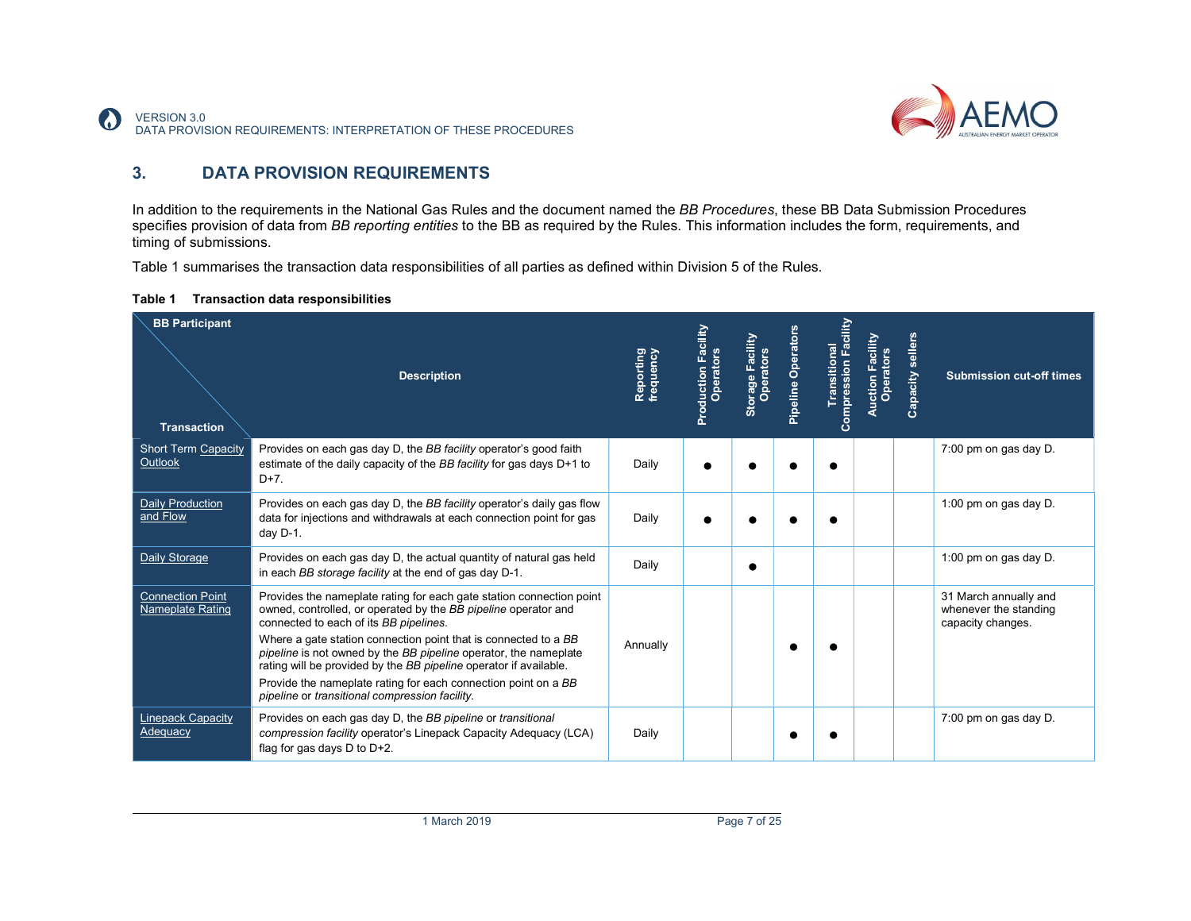## 3. DATA PROVISION REQUIREMENTS

In addition to the requirements in the National Gas Rules and the document named the *BB Procedures*, these BB Data Submission Procedures specifies provision of data from *BB reporting entities* to the BB as required by the Rules. This information includes the form, requirements, and timing of submissions.

Table 1 summarises the transaction data responsibilities of all parties as defined within Division 5 of the Rules.

**Table 1 Transaction data responsibilities**

| Transaction / BB Participant | Description | Reporting frequency | Production Facility Operators | Storage Facility Operators | Pipeline Operators | Transitional Compression Facility | Auction Facility Operators | Capacity sellers | Submission cut-off times |
|---|---|---|---|---|---|---|---|---|---|
| Short Term Capacity Outlook | Provides on each gas day D, the *BB facility* operator's good faith estimate of the daily capacity of the *BB facility* for gas days D+1 to D+7. | Daily | ● | ● | ● | ● | | | 7:00 pm on gas day D. |
| Daily Production and Flow | Provides on each gas day D, the *BB facility* operator's daily gas flow data for injections and withdrawals at each connection point for gas day D-1. | Daily | ● | ● | ● | ● | | | 1:00 pm on gas day D. |
| Daily Storage | Provides on each gas day D, the actual quantity of natural gas held in each *BB storage facility* at the end of gas day D-1. | Daily | | ● | | | | | 1:00 pm on gas day D. |
| Connection Point Nameplate Rating | Provides the nameplate rating for each gate station connection point owned, controlled, or operated by the *BB pipeline* operator and connected to each of its *BB pipelines*.<br><br>Where a gate station connection point that is connected to a *BB pipeline* is not owned by the *BB pipeline* operator, the nameplate rating will be provided by the *BB pipeline* operator if available.<br><br>Provide the nameplate rating for each connection point on a *BB pipeline* or *transitional compression facility*. | Annually | | | ● | ● | | | 31 March annually and whenever the standing capacity changes. |
| Linepack Capacity Adequacy | Provides on each gas day D, the *BB pipeline* or *transitional compression facility* operator's Linepack Capacity Adequacy (LCA) flag for gas days D to D+2. | Daily | | | ● | ● | | | 7:00 pm on gas day D. |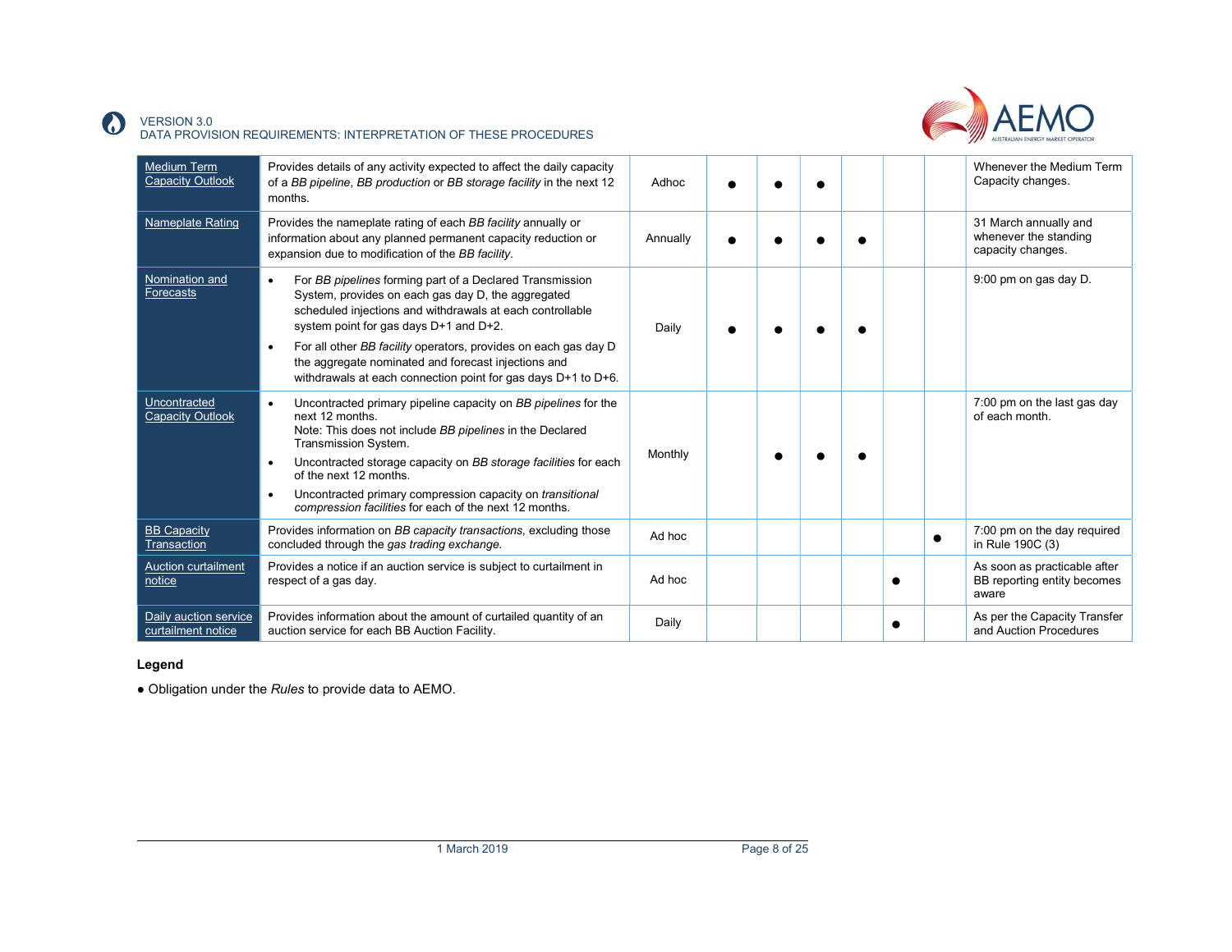| | | | | | | | | | |
|---|---|---|---|---|---|---|---|---|---|
| Medium Term Capacity Outlook | Provides details of any activity expected to affect the daily capacity of a *BB pipeline*, *BB production* or *BB storage facility* in the next 12 months. | Adhoc | ● | ● | ● | | | | Whenever the Medium Term Capacity changes. |
| Nameplate Rating | Provides the nameplate rating of each *BB facility* annually or information about any planned permanent capacity reduction or expansion due to modification of the *BB facility*. | Annually | ● | ● | ● | ● | | | 31 March annually and whenever the standing capacity changes. |
| Nomination and Forecasts | • For *BB pipelines* forming part of a Declared Transmission System, provides on each gas day D, the aggregated scheduled injections and withdrawals at each controllable system point for gas days D+1 and D+2.<br>• For all other *BB facility* operators, provides on each gas day D the aggregate nominated and forecast injections and withdrawals at each connection point for gas days D+1 to D+6. | Daily | ● | ● | ● | ● | | | 9:00 pm on gas day D. |
| Uncontracted Capacity Outlook | • Uncontracted primary pipeline capacity on *BB pipelines* for the next 12 months.<br>Note: This does not include *BB pipelines* in the Declared Transmission System.<br>• Uncontracted storage capacity on *BB storage facilities* for each of the next 12 months.<br>• Uncontracted primary compression capacity on *transitional compression facilities* for each of the next 12 months. | Monthly | | ● | ● | ● | | | 7:00 pm on the last gas day of each month. |
| BB Capacity Transaction | Provides information on *BB capacity transactions*, excluding those concluded through the *gas trading exchange*. | Ad hoc | | | | | | ● | 7:00 pm on the day required in Rule 190C (3) |
| Auction curtailment notice | Provides a notice if an auction service is subject to curtailment in respect of a gas day. | Ad hoc | | | | | ● | | As soon as practicable after BB reporting entity becomes aware |
| Daily auction service curtailment notice | Provides information about the amount of curtailed quantity of an auction service for each BB Auction Facility. | Daily | | | | | ● | | As per the Capacity Transfer and Auction Procedures |

**Legend**

● Obligation under the *Rules* to provide data to AEMO.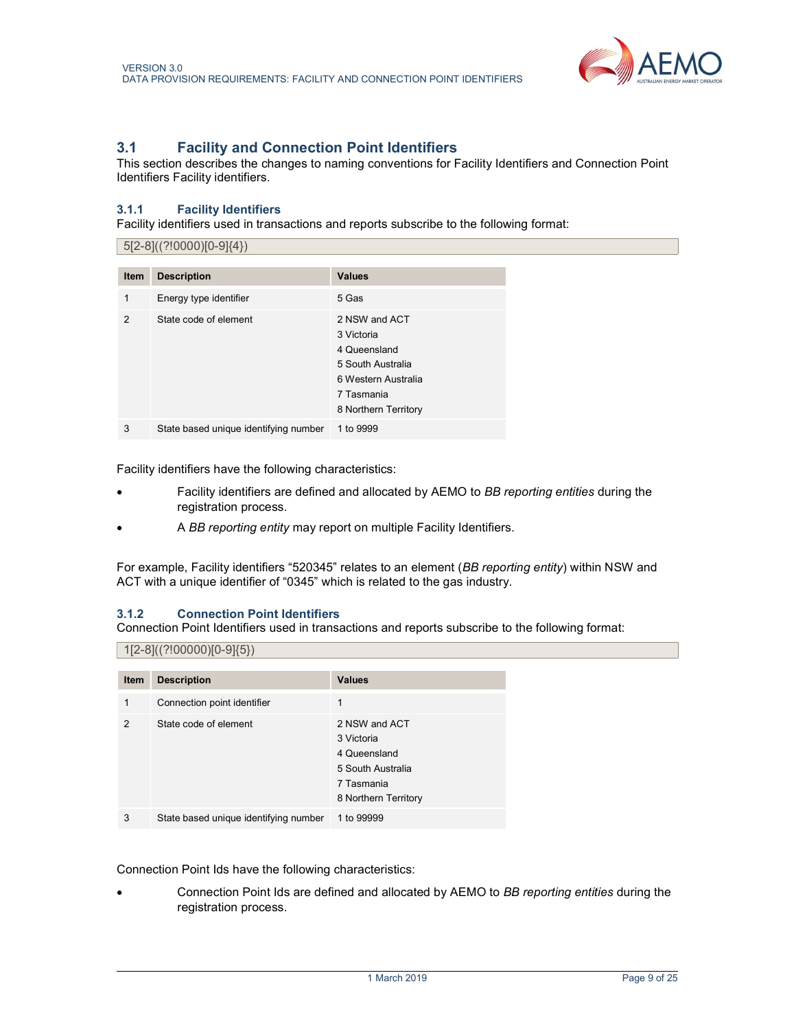## 3.1 Facility and Connection Point Identifiers

This section describes the changes to naming conventions for Facility Identifiers and Connection Point Identifiers Facility identifiers.

### 3.1.1 Facility Identifiers

Facility identifiers used in transactions and reports subscribe to the following format:

```
5[2-8]((?!0000)[0-9]{4})
```

| Item | Description | Values |
|---|---|---|
| 1 | Energy type identifier | 5 Gas |
| 2 | State code of element | 2 NSW and ACT<br>3 Victoria<br>4 Queensland<br>5 South Australia<br>6 Western Australia<br>7 Tasmania<br>8 Northern Territory |
| 3 | State based unique identifying number | 1 to 9999 |

Facility identifiers have the following characteristics:

- Facility identifiers are defined and allocated by AEMO to *BB reporting entities* during the registration process.
- A *BB reporting entity* may report on multiple Facility Identifiers.

For example, Facility identifiers "520345" relates to an element (*BB reporting entity*) within NSW and ACT with a unique identifier of "0345" which is related to the gas industry.

### 3.1.2 Connection Point Identifiers

Connection Point Identifiers used in transactions and reports subscribe to the following format:

```
1[2-8]((?!00000)[0-9]{5})
```

| Item | Description | Values |
|---|---|---|
| 1 | Connection point identifier | 1 |
| 2 | State code of element | 2 NSW and ACT<br>3 Victoria<br>4 Queensland<br>5 South Australia<br>7 Tasmania<br>8 Northern Territory |
| 3 | State based unique identifying number | 1 to 99999 |

Connection Point Ids have the following characteristics:

- Connection Point Ids are defined and allocated by AEMO to *BB reporting entities* during the registration process.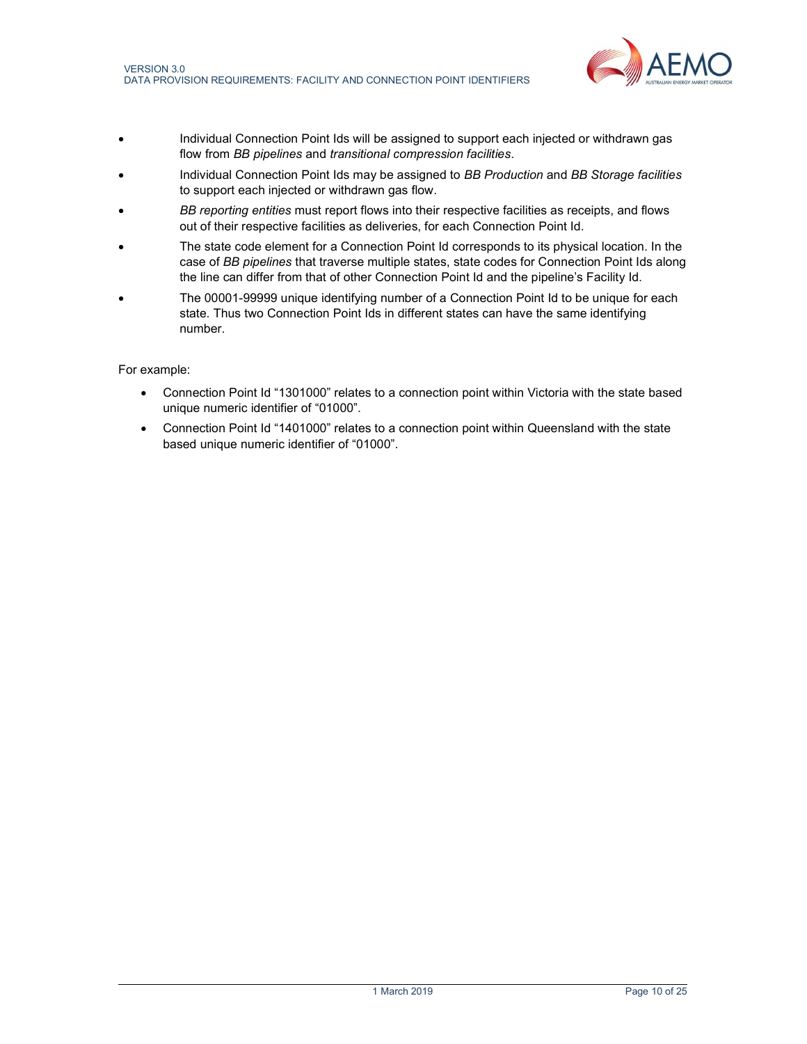- Individual Connection Point Ids will be assigned to support each injected or withdrawn gas flow from *BB pipelines* and *transitional compression facilities*.
- Individual Connection Point Ids may be assigned to *BB Production* and *BB Storage facilities* to support each injected or withdrawn gas flow.
- *BB reporting entities* must report flows into their respective facilities as receipts, and flows out of their respective facilities as deliveries, for each Connection Point Id.
- The state code element for a Connection Point Id corresponds to its physical location. In the case of *BB pipelines* that traverse multiple states, state codes for Connection Point Ids along the line can differ from that of other Connection Point Id and the pipeline's Facility Id.
- The 00001-99999 unique identifying number of a Connection Point Id to be unique for each state. Thus two Connection Point Ids in different states can have the same identifying number.

For example:

- Connection Point Id "1301000" relates to a connection point within Victoria with the state based unique numeric identifier of "01000".
- Connection Point Id "1401000" relates to a connection point within Queensland with the state based unique numeric identifier of "01000".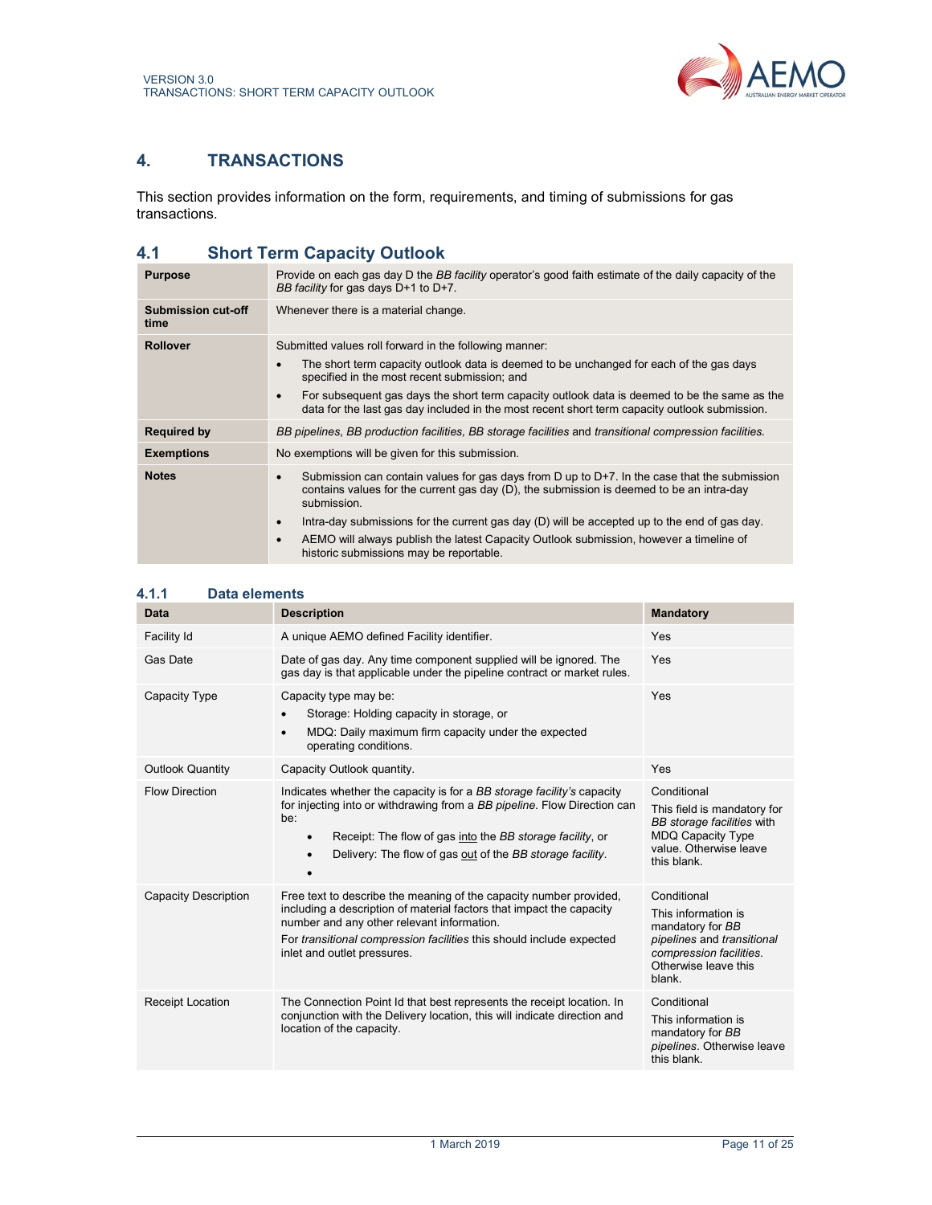# 4. TRANSACTIONS

This section provides information on the form, requirements, and timing of submissions for gas transactions.

## 4.1 Short Term Capacity Outlook

| | |
|---|---|
| **Purpose** | Provide on each gas day D the *BB facility* operator's good faith estimate of the daily capacity of the *BB facility* for gas days D+1 to D+7. |
| **Submission cut-off time** | Whenever there is a material change. |
| **Rollover** | Submitted values roll forward in the following manner:<br>• The short term capacity outlook data is deemed to be unchanged for each of the gas days specified in the most recent submission; and<br>• For subsequent gas days the short term capacity outlook data is deemed to be the same as the data for the last gas day included in the most recent short term capacity outlook submission. |
| **Required by** | *BB pipelines, BB production facilities, BB storage facilities* and *transitional compression facilities.* |
| **Exemptions** | No exemptions will be given for this submission. |
| **Notes** | • Submission can contain values for gas days from D up to D+7. In the case that the submission contains values for the current gas day (D), the submission is deemed to be an intra-day submission.<br>• Intra-day submissions for the current gas day (D) will be accepted up to the end of gas day.<br>• AEMO will always publish the latest Capacity Outlook submission, however a timeline of historic submissions may be reportable. |

### 4.1.1 Data elements

| Data | Description | Mandatory |
|---|---|---|
| Facility Id | A unique AEMO defined Facility identifier. | Yes |
| Gas Date | Date of gas day. Any time component supplied will be ignored. The gas day is that applicable under the pipeline contract or market rules. | Yes |
| Capacity Type | Capacity type may be:<br>• Storage: Holding capacity in storage, or<br>• MDQ: Daily maximum firm capacity under the expected operating conditions. | Yes |
| Outlook Quantity | Capacity Outlook quantity. | Yes |
| Flow Direction | Indicates whether the capacity is for a *BB storage facility's* capacity for injecting into or withdrawing from a *BB pipeline*. Flow Direction can be:<br>• Receipt: The flow of gas into the *BB storage facility*, or<br>• Delivery: The flow of gas out of the *BB storage facility*.<br>• | Conditional<br>This field is mandatory for *BB storage facilities* with MDQ Capacity Type value. Otherwise leave this blank. |
| Capacity Description | Free text to describe the meaning of the capacity number provided, including a description of material factors that impact the capacity number and any other relevant information.<br>For *transitional compression facilities* this should include expected inlet and outlet pressures. | Conditional<br>This information is mandatory for *BB pipelines* and *transitional compression facilities*. Otherwise leave this blank. |
| Receipt Location | The Connection Point Id that best represents the receipt location. In conjunction with the Delivery location, this will indicate direction and location of the capacity. | Conditional<br>This information is mandatory for *BB pipelines*. Otherwise leave this blank. |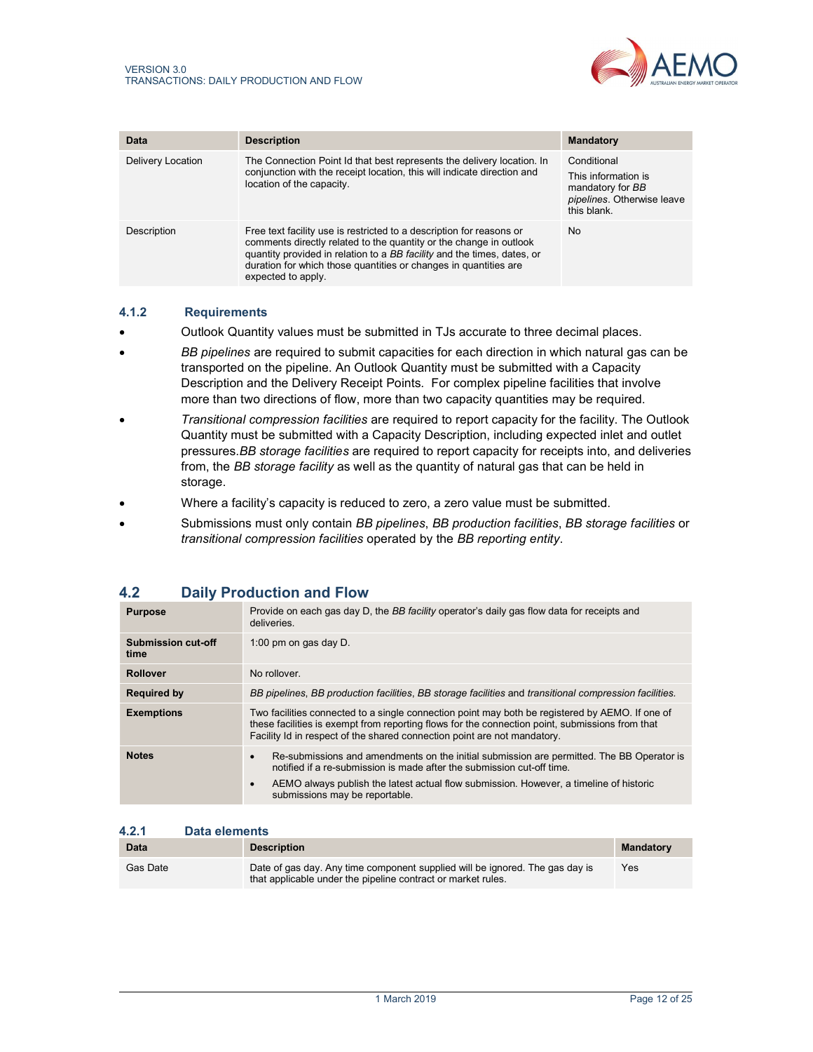| Data | Description | Mandatory |
| --- | --- | --- |
| Delivery Location | The Connection Point Id that best represents the delivery location. In conjunction with the receipt location, this will indicate direction and location of the capacity. | Conditional<br>This information is mandatory for *BB pipelines*. Otherwise leave this blank. |
| Description | Free text facility use is restricted to a description for reasons or comments directly related to the quantity or the change in outlook quantity provided in relation to a *BB facility* and the times, dates, or duration for which those quantities or changes in quantities are expected to apply. | No |

### 4.1.2 Requirements

- Outlook Quantity values must be submitted in TJs accurate to three decimal places.
- *BB pipelines* are required to submit capacities for each direction in which natural gas can be transported on the pipeline. An Outlook Quantity must be submitted with a Capacity Description and the Delivery Receipt Points. For complex pipeline facilities that involve more than two directions of flow, more than two capacity quantities may be required.
- *Transitional compression facilities* are required to report capacity for the facility. The Outlook Quantity must be submitted with a Capacity Description, including expected inlet and outlet pressures.*BB storage facilities* are required to report capacity for receipts into, and deliveries from, the *BB storage facility* as well as the quantity of natural gas that can be held in storage.
- Where a facility's capacity is reduced to zero, a zero value must be submitted.
- Submissions must only contain *BB pipelines*, *BB production facilities*, *BB storage facilities* or *transitional compression facilities* operated by the *BB reporting entity*.

## 4.2 Daily Production and Flow

| | |
| --- | --- |
| **Purpose** | Provide on each gas day D, the *BB facility* operator's daily gas flow data for receipts and deliveries. |
| **Submission cut-off time** | 1:00 pm on gas day D. |
| **Rollover** | No rollover. |
| **Required by** | *BB pipelines*, *BB production facilities*, *BB storage facilities* and *transitional compression facilities*. |
| **Exemptions** | Two facilities connected to a single connection point may both be registered by AEMO. If one of these facilities is exempt from reporting flows for the connection point, submissions from that Facility Id in respect of the shared connection point are not mandatory. |
| **Notes** | • Re-submissions and amendments on the initial submission are permitted. The BB Operator is notified if a re-submission is made after the submission cut-off time.<br>• AEMO always publish the latest actual flow submission. However, a timeline of historic submissions may be reportable. |

### 4.2.1 Data elements

| Data | Description | Mandatory |
| --- | --- | --- |
| Gas Date | Date of gas day. Any time component supplied will be ignored. The gas day is that applicable under the pipeline contract or market rules. | Yes |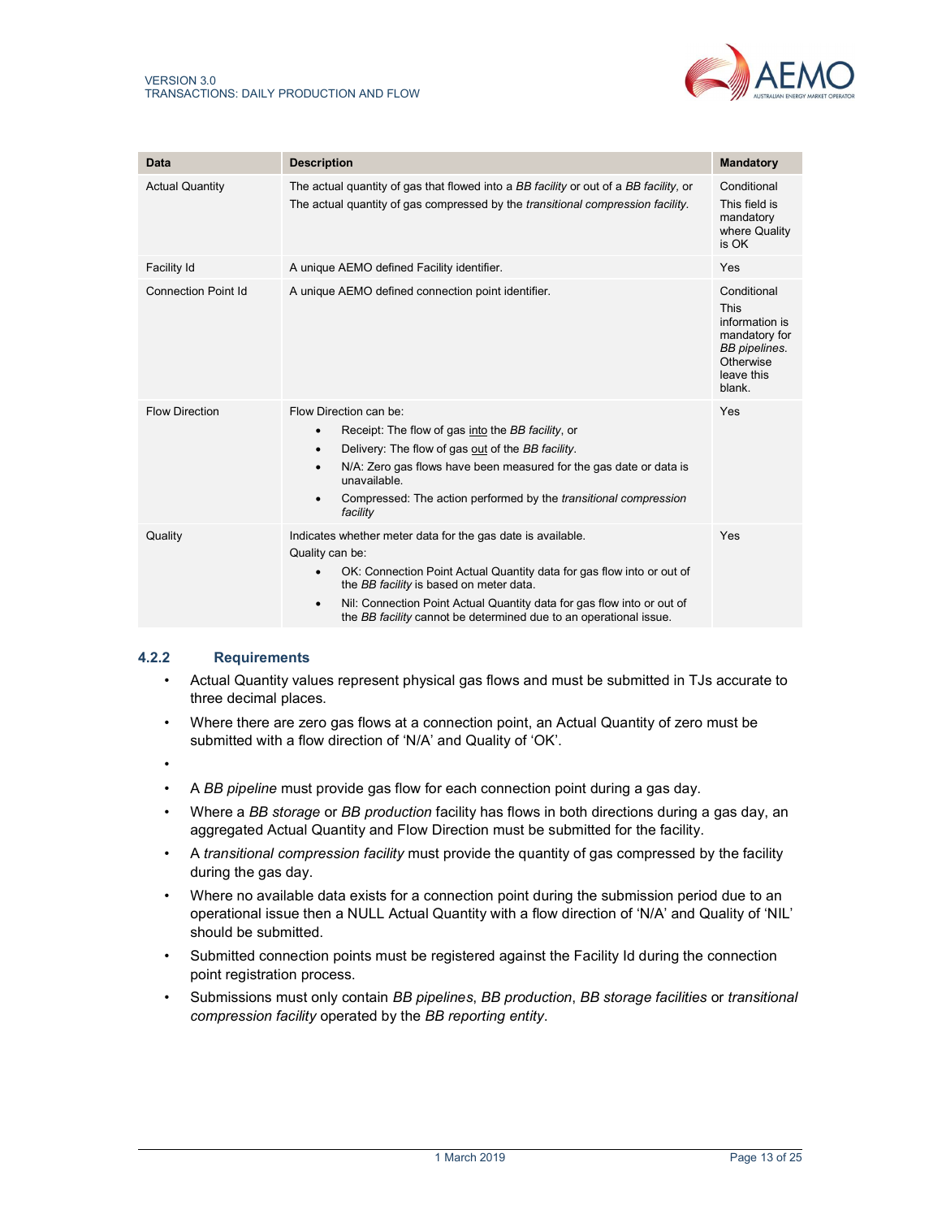| Data | Description | Mandatory |
|---|---|---|
| Actual Quantity | The actual quantity of gas that flowed into a *BB facility* or out of a *BB facility*, or<br>The actual quantity of gas compressed by the *transitional compression facility*. | Conditional<br>This field is mandatory where Quality is OK |
| Facility Id | A unique AEMO defined Facility identifier. | Yes |
| Connection Point Id | A unique AEMO defined connection point identifier. | Conditional<br>This information is mandatory for *BB pipelines*. Otherwise leave this blank. |
| Flow Direction | Flow Direction can be:<br>• Receipt: The flow of gas <u>into</u> the *BB facility*, or<br>• Delivery: The flow of gas <u>out</u> of the *BB facility*.<br>• N/A: Zero gas flows have been measured for the gas date or data is unavailable.<br>• Compressed: The action performed by the *transitional compression facility* | Yes |
| Quality | Indicates whether meter data for the gas date is available.<br>Quality can be:<br>• OK: Connection Point Actual Quantity data for gas flow into or out of the *BB facility* is based on meter data.<br>• Nil: Connection Point Actual Quantity data for gas flow into or out of the *BB facility* cannot be determined due to an operational issue. | Yes |

### 4.2.2 Requirements

- Actual Quantity values represent physical gas flows and must be submitted in TJs accurate to three decimal places.
- Where there are zero gas flows at a connection point, an Actual Quantity of zero must be submitted with a flow direction of 'N/A' and Quality of 'OK'.
- 
- A *BB pipeline* must provide gas flow for each connection point during a gas day.
- Where a *BB storage* or *BB production* facility has flows in both directions during a gas day, an aggregated Actual Quantity and Flow Direction must be submitted for the facility.
- A *transitional compression facility* must provide the quantity of gas compressed by the facility during the gas day.
- Where no available data exists for a connection point during the submission period due to an operational issue then a NULL Actual Quantity with a flow direction of 'N/A' and Quality of 'NIL' should be submitted.
- Submitted connection points must be registered against the Facility Id during the connection point registration process.
- Submissions must only contain *BB pipelines*, *BB production*, *BB storage facilities* or *transitional compression facility* operated by the *BB reporting entity*.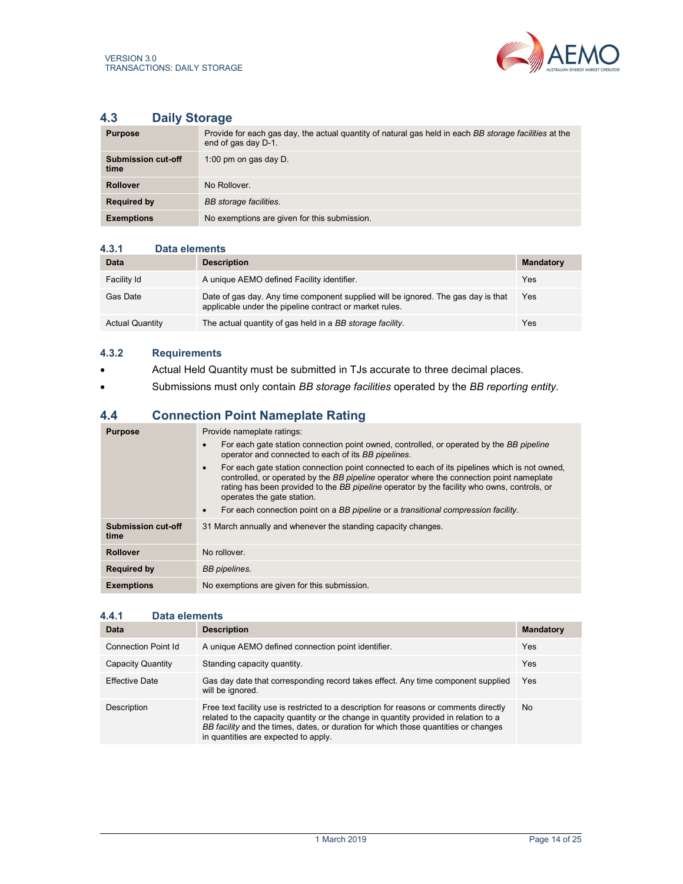## 4.3 Daily Storage

| | |
|---|---|
| **Purpose** | Provide for each gas day, the actual quantity of natural gas held in each *BB storage facilities* at the end of gas day D-1. |
| **Submission cut-off time** | 1:00 pm on gas day D. |
| **Rollover** | No Rollover. |
| **Required by** | *BB storage facilities.* |
| **Exemptions** | No exemptions are given for this submission. |

### 4.3.1 Data elements

| Data | Description | Mandatory |
|---|---|---|
| Facility Id | A unique AEMO defined Facility identifier. | Yes |
| Gas Date | Date of gas day. Any time component supplied will be ignored. The gas day is that applicable under the pipeline contract or market rules. | Yes |
| Actual Quantity | The actual quantity of gas held in a *BB storage facility*. | Yes |

### 4.3.2 Requirements

- Actual Held Quantity must be submitted in TJs accurate to three decimal places.
- Submissions must only contain *BB storage facilities* operated by the *BB reporting entity*.

## 4.4 Connection Point Nameplate Rating

| | |
|---|---|
| **Purpose** | Provide nameplate ratings: <br>• For each gate station connection point owned, controlled, or operated by the *BB pipeline* operator and connected to each of its *BB pipelines*. <br>• For each gate station connection point connected to each of its pipelines which is not owned, controlled, or operated by the *BB pipeline* operator where the connection point nameplate rating has been provided to the *BB pipeline* operator by the facility who owns, controls, or operates the gate station. <br>• For each connection point on a *BB pipeline* or a *transitional compression facility*. |
| **Submission cut-off time** | 31 March annually and whenever the standing capacity changes. |
| **Rollover** | No rollover. |
| **Required by** | *BB pipelines.* |
| **Exemptions** | No exemptions are given for this submission. |

### 4.4.1 Data elements

| Data | Description | Mandatory |
|---|---|---|
| Connection Point Id | A unique AEMO defined connection point identifier. | Yes |
| Capacity Quantity | Standing capacity quantity. | Yes |
| Effective Date | Gas day date that corresponding record takes effect. Any time component supplied will be ignored. | Yes |
| Description | Free text facility use is restricted to a description for reasons or comments directly related to the capacity quantity or the change in quantity provided in relation to a *BB facility* and the times, dates, or duration for which those quantities or changes in quantities are expected to apply. | No |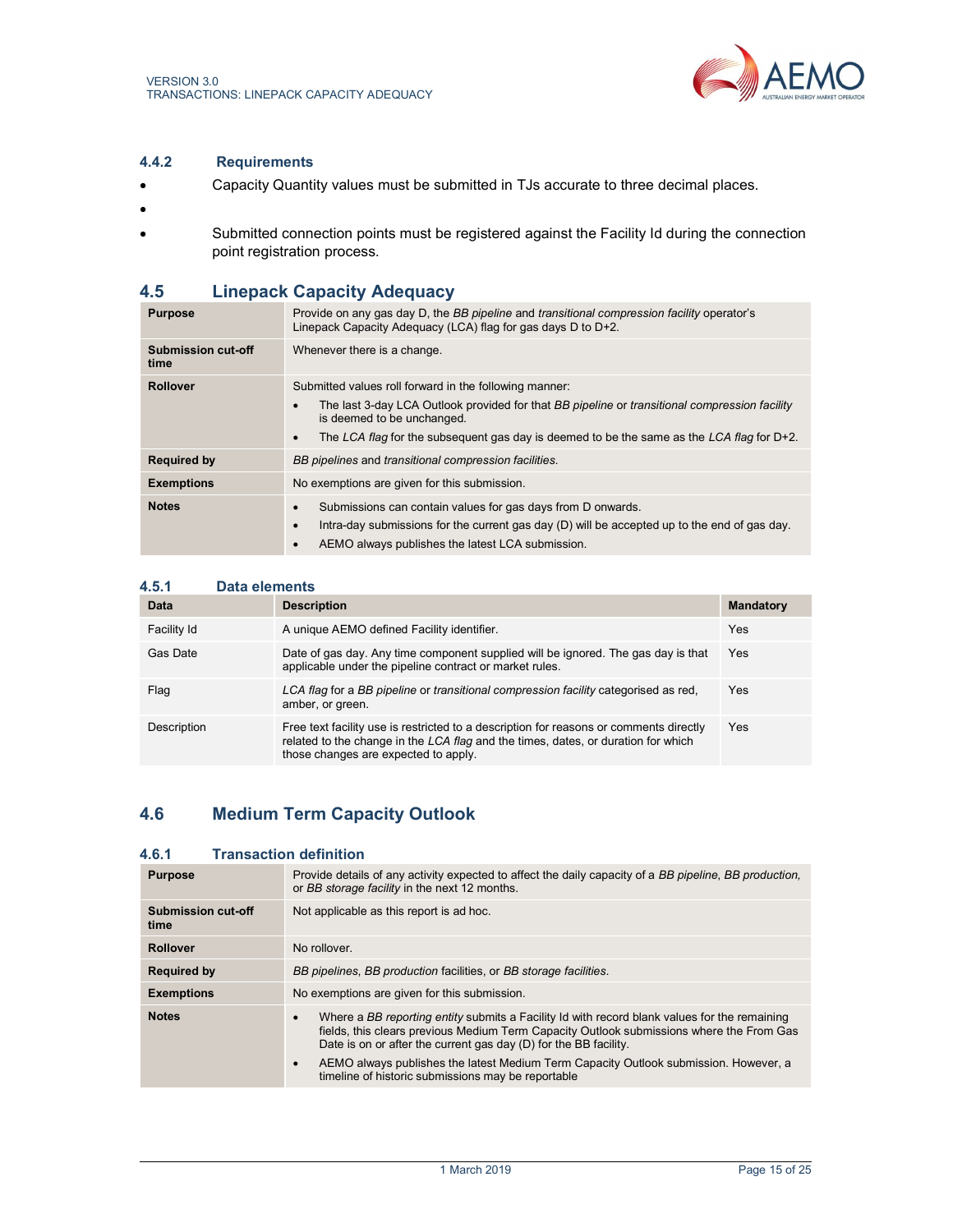#### 4.4.2 Requirements

- Capacity Quantity values must be submitted in TJs accurate to three decimal places.
- 
- Submitted connection points must be registered against the Facility Id during the connection point registration process.

## 4.5 Linepack Capacity Adequacy

| | |
|---|---|
| **Purpose** | Provide on any gas day D, the *BB pipeline* and *transitional compression facility* operator's Linepack Capacity Adequacy (LCA) flag for gas days D to D+2. |
| **Submission cut-off time** | Whenever there is a change. |
| **Rollover** | Submitted values roll forward in the following manner:<br>• The last 3-day LCA Outlook provided for that *BB pipeline* or *transitional compression facility* is deemed to be unchanged.<br>• The *LCA flag* for the subsequent gas day is deemed to be the same as the *LCA flag* for D+2. |
| **Required by** | *BB pipelines* and *transitional compression facilities*. |
| **Exemptions** | No exemptions are given for this submission. |
| **Notes** | • Submissions can contain values for gas days from D onwards.<br>• Intra-day submissions for the current gas day (D) will be accepted up to the end of gas day.<br>• AEMO always publishes the latest LCA submission. |

### 4.5.1 Data elements

| Data | Description | Mandatory |
|---|---|---|
| Facility Id | A unique AEMO defined Facility identifier. | Yes |
| Gas Date | Date of gas day. Any time component supplied will be ignored. The gas day is that applicable under the pipeline contract or market rules. | Yes |
| Flag | *LCA flag* for a *BB pipeline* or *transitional compression facility* categorised as red, amber, or green. | Yes |
| Description | Free text facility use is restricted to a description for reasons or comments directly related to the change in the *LCA flag* and the times, dates, or duration for which those changes are expected to apply. | Yes |

## 4.6 Medium Term Capacity Outlook

### 4.6.1 Transaction definition

| | |
|---|---|
| **Purpose** | Provide details of any activity expected to affect the daily capacity of a *BB pipeline*, *BB production*, or *BB storage facility* in the next 12 months. |
| **Submission cut-off time** | Not applicable as this report is ad hoc. |
| **Rollover** | No rollover. |
| **Required by** | *BB pipelines*, *BB production* facilities, or *BB storage facilities*. |
| **Exemptions** | No exemptions are given for this submission. |
| **Notes** | • Where a *BB reporting entity* submits a Facility Id with record blank values for the remaining fields, this clears previous Medium Term Capacity Outlook submissions where the From Gas Date is on or after the current gas day (D) for the BB facility.<br>• AEMO always publishes the latest Medium Term Capacity Outlook submission. However, a timeline of historic submissions may be reportable |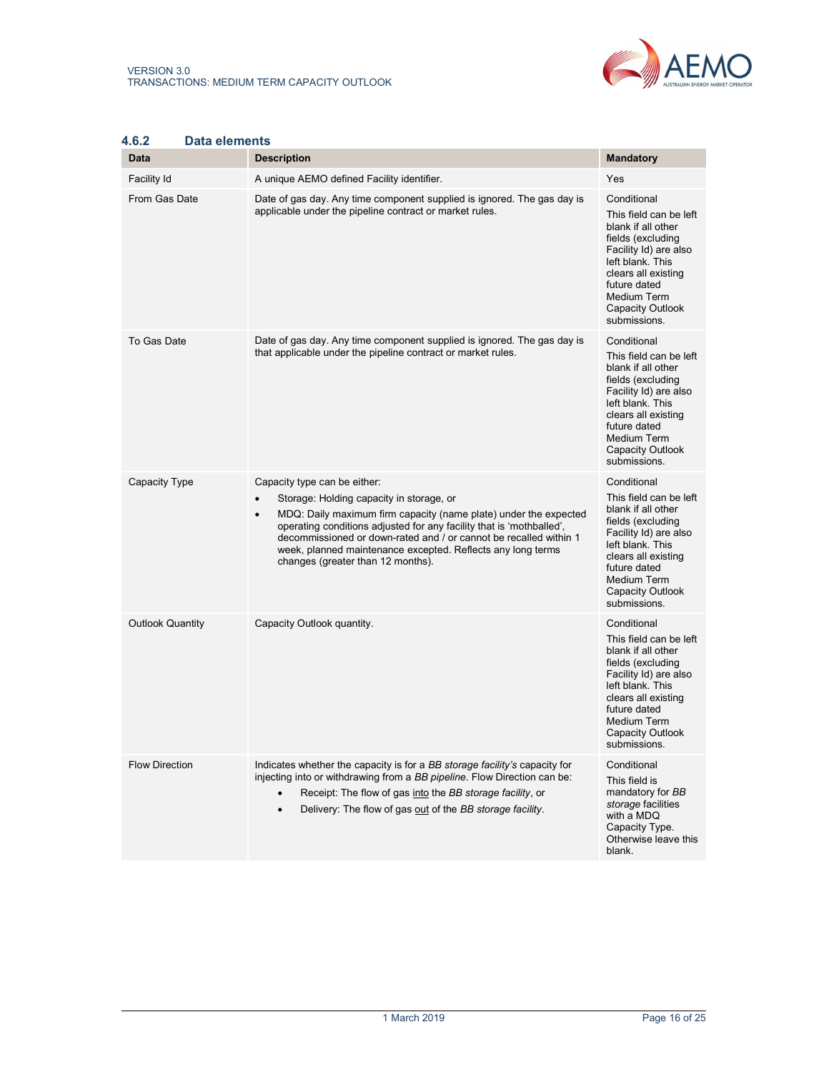### 4.6.2 Data elements

| Data | Description | Mandatory |
|---|---|---|
| Facility Id | A unique AEMO defined Facility identifier. | Yes |
| From Gas Date | Date of gas day. Any time component supplied is ignored. The gas day is applicable under the pipeline contract or market rules. | Conditional<br>This field can be left blank if all other fields (excluding Facility Id) are also left blank. This clears all existing future dated Medium Term Capacity Outlook submissions. |
| To Gas Date | Date of gas day. Any time component supplied is ignored. The gas day is that applicable under the pipeline contract or market rules. | Conditional<br>This field can be left blank if all other fields (excluding Facility Id) are also left blank. This clears all existing future dated Medium Term Capacity Outlook submissions. |
| Capacity Type | Capacity type can be either:<br>• Storage: Holding capacity in storage, or<br>• MDQ: Daily maximum firm capacity (name plate) under the expected operating conditions adjusted for any facility that is 'mothballed', decommissioned or down-rated and / or cannot be recalled within 1 week, planned maintenance excepted. Reflects any long terms changes (greater than 12 months). | Conditional<br>This field can be left blank if all other fields (excluding Facility Id) are also left blank. This clears all existing future dated Medium Term Capacity Outlook submissions. |
| Outlook Quantity | Capacity Outlook quantity. | Conditional<br>This field can be left blank if all other fields (excluding Facility Id) are also left blank. This clears all existing future dated Medium Term Capacity Outlook submissions. |
| Flow Direction | Indicates whether the capacity is for a *BB storage facility's* capacity for injecting into or withdrawing from a *BB pipeline*. Flow Direction can be:<br>• Receipt: The flow of gas into the *BB storage facility*, or<br>• Delivery: The flow of gas out of the *BB storage facility*. | Conditional<br>This field is mandatory for *BB storage* facilities with a MDQ Capacity Type. Otherwise leave this blank. |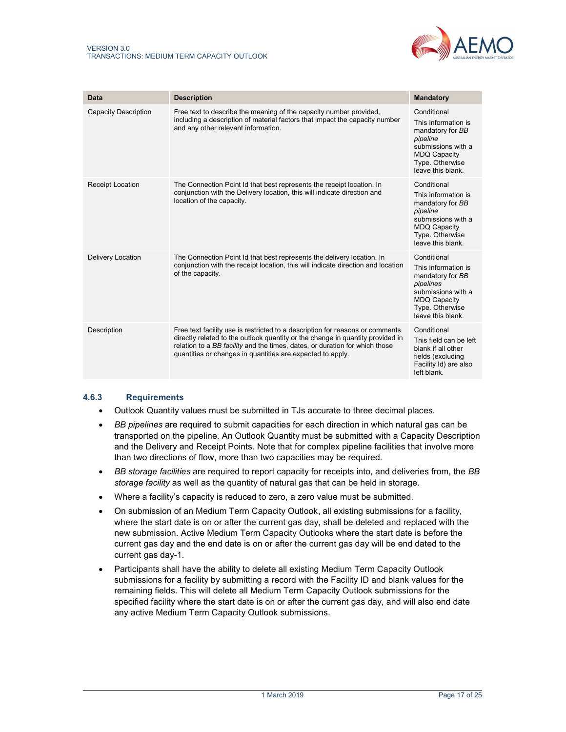| Data | Description | Mandatory |
|---|---|---|
| Capacity Description | Free text to describe the meaning of the capacity number provided, including a description of material factors that impact the capacity number and any other relevant information. | Conditional<br>This information is mandatory for *BB pipeline* submissions with a MDQ Capacity Type. Otherwise leave this blank. |
| Receipt Location | The Connection Point Id that best represents the receipt location. In conjunction with the Delivery location, this will indicate direction and location of the capacity. | Conditional<br>This information is mandatory for *BB pipeline* submissions with a MDQ Capacity Type. Otherwise leave this blank. |
| Delivery Location | The Connection Point Id that best represents the delivery location. In conjunction with the receipt location, this will indicate direction and location of the capacity. | Conditional<br>This information is mandatory for *BB pipelines* submissions with a MDQ Capacity Type. Otherwise leave this blank. |
| Description | Free text facility use is restricted to a description for reasons or comments directly related to the outlook quantity or the change in quantity provided in relation to a *BB facility* and the times, dates, or duration for which those quantities or changes in quantities are expected to apply. | Conditional<br>This field can be left blank if all other fields (excluding Facility Id) are also left blank. |

### 4.6.3 Requirements

- Outlook Quantity values must be submitted in TJs accurate to three decimal places.
- *BB pipelines* are required to submit capacities for each direction in which natural gas can be transported on the pipeline. An Outlook Quantity must be submitted with a Capacity Description and the Delivery and Receipt Points. Note that for complex pipeline facilities that involve more than two directions of flow, more than two capacities may be required.
- *BB storage facilities* are required to report capacity for receipts into, and deliveries from, the *BB storage facility* as well as the quantity of natural gas that can be held in storage.
- Where a facility's capacity is reduced to zero, a zero value must be submitted.
- On submission of an Medium Term Capacity Outlook, all existing submissions for a facility, where the start date is on or after the current gas day, shall be deleted and replaced with the new submission. Active Medium Term Capacity Outlooks where the start date is before the current gas day and the end date is on or after the current gas day will be end dated to the current gas day-1.
- Participants shall have the ability to delete all existing Medium Term Capacity Outlook submissions for a facility by submitting a record with the Facility ID and blank values for the remaining fields. This will delete all Medium Term Capacity Outlook submissions for the specified facility where the start date is on or after the current gas day, and will also end date any active Medium Term Capacity Outlook submissions.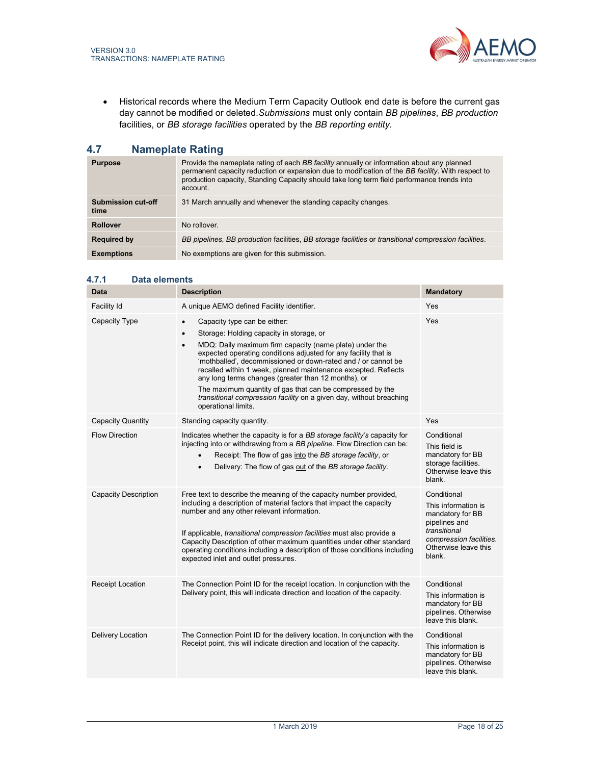- Historical records where the Medium Term Capacity Outlook end date is before the current gas day cannot be modified or deleted.*Submissions* must only contain *BB pipelines*, *BB production* facilities, or *BB storage facilities* operated by the *BB reporting entity.*

## 4.7 Nameplate Rating

| | |
|---|---|
| **Purpose** | Provide the nameplate rating of each *BB facility* annually or information about any planned permanent capacity reduction or expansion due to modification of the *BB facility*. With respect to production capacity, Standing Capacity should take long term field performance trends into account. |
| **Submission cut-off time** | 31 March annually and whenever the standing capacity changes. |
| **Rollover** | No rollover. |
| **Required by** | *BB pipelines*, *BB production* facilities, *BB storage facilities* or *transitional compression facilities*. |
| **Exemptions** | No exemptions are given for this submission. |

### 4.7.1 Data elements

| Data | Description | Mandatory |
|---|---|---|
| Facility Id | A unique AEMO defined Facility identifier. | Yes |
| Capacity Type | <ul><li>Capacity type can be either:</li><li>Storage: Holding capacity in storage, or</li><li>MDQ: Daily maximum firm capacity (name plate) under the expected operating conditions adjusted for any facility that is 'mothballed', decommissioned or down-rated and / or cannot be recalled within 1 week, planned maintenance excepted. Reflects any long terms changes (greater than 12 months), or<br>The maximum quantity of gas that can be compressed by the *transitional compression facility* on a given day, without breaching operational limits.</li></ul> | Yes |
| Capacity Quantity | Standing capacity quantity. | Yes |
| Flow Direction | Indicates whether the capacity is for a *BB storage facility's* capacity for injecting into or withdrawing from a *BB pipeline*. Flow Direction can be:<ul><li>Receipt: The flow of gas <u>into</u> the *BB storage facility*, or</li><li>Delivery: The flow of gas <u>out</u> of the *BB storage facility*.</li></ul> | Conditional<br>This field is mandatory for BB storage facilities. Otherwise leave this blank. |
| Capacity Description | Free text to describe the meaning of the capacity number provided, including a description of material factors that impact the capacity number and any other relevant information.<br><br>If applicable, *transitional compression facilities* must also provide a Capacity Description of other maximum quantities under other standard operating conditions including a description of those conditions including expected inlet and outlet pressures. | Conditional<br>This information is mandatory for BB pipelines and *transitional compression facilities*. Otherwise leave this blank. |
| Receipt Location | The Connection Point ID for the receipt location. In conjunction with the Delivery point, this will indicate direction and location of the capacity. | Conditional<br>This information is mandatory for BB pipelines. Otherwise leave this blank. |
| Delivery Location | The Connection Point ID for the delivery location. In conjunction with the Receipt point, this will indicate direction and location of the capacity. | Conditional<br>This information is mandatory for BB pipelines. Otherwise leave this blank. |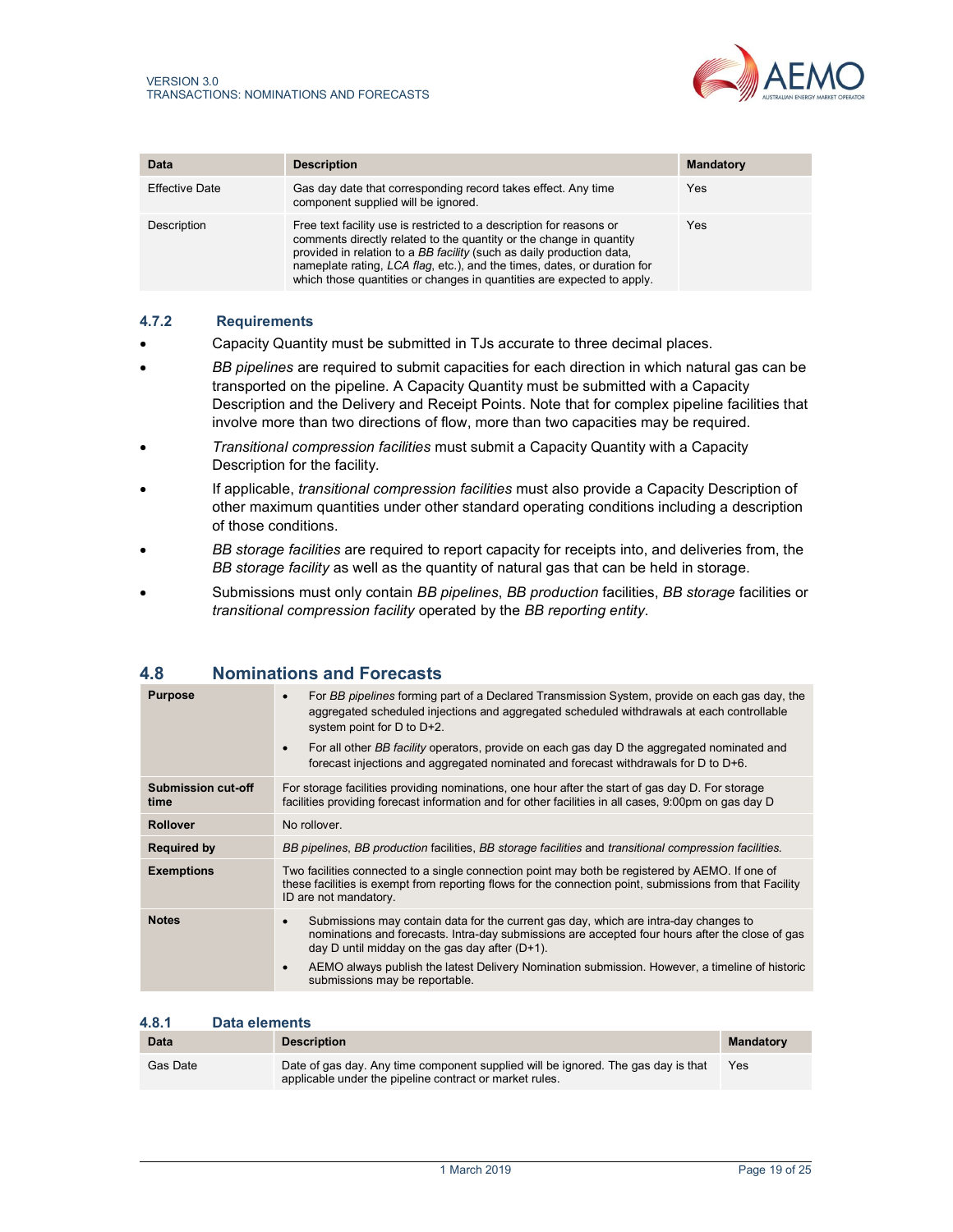| Data | Description | Mandatory |
| --- | --- | --- |
| Effective Date | Gas day date that corresponding record takes effect. Any time component supplied will be ignored. | Yes |
| Description | Free text facility use is restricted to a description for reasons or comments directly related to the quantity or the change in quantity provided in relation to a *BB facility* (such as daily production data, nameplate rating, *LCA flag*, etc.), and the times, dates, or duration for which those quantities or changes in quantities are expected to apply. | Yes |

### 4.7.2 Requirements

- Capacity Quantity must be submitted in TJs accurate to three decimal places.
- *BB pipelines* are required to submit capacities for each direction in which natural gas can be transported on the pipeline. A Capacity Quantity must be submitted with a Capacity Description and the Delivery and Receipt Points. Note that for complex pipeline facilities that involve more than two directions of flow, more than two capacities may be required.
- *Transitional compression facilities* must submit a Capacity Quantity with a Capacity Description for the facility.
- If applicable, *transitional compression facilities* must also provide a Capacity Description of other maximum quantities under other standard operating conditions including a description of those conditions.
- *BB storage facilities* are required to report capacity for receipts into, and deliveries from, the *BB storage facility* as well as the quantity of natural gas that can be held in storage.
- Submissions must only contain *BB pipelines*, *BB production* facilities, *BB storage* facilities or *transitional compression facility* operated by the *BB reporting entity*.

## 4.8 Nominations and Forecasts

| | |
| --- | --- |
| **Purpose** | • For *BB pipelines* forming part of a Declared Transmission System, provide on each gas day, the aggregated scheduled injections and aggregated scheduled withdrawals at each controllable system point for D to D+2.<br>• For all other *BB facility* operators, provide on each gas day D the aggregated nominated and forecast injections and aggregated nominated and forecast withdrawals for D to D+6. |
| **Submission cut-off time** | For storage facilities providing nominations, one hour after the start of gas day D. For storage facilities providing forecast information and for other facilities in all cases, 9:00pm on gas day D |
| **Rollover** | No rollover. |
| **Required by** | *BB pipelines*, *BB production* facilities, *BB storage facilities* and *transitional compression facilities.* |
| **Exemptions** | Two facilities connected to a single connection point may both be registered by AEMO. If one of these facilities is exempt from reporting flows for the connection point, submissions from that Facility ID are not mandatory. |
| **Notes** | • Submissions may contain data for the current gas day, which are intra-day changes to nominations and forecasts. Intra-day submissions are accepted four hours after the close of gas day D until midday on the gas day after (D+1).<br>• AEMO always publish the latest Delivery Nomination submission. However, a timeline of historic submissions may be reportable. |

### 4.8.1 Data elements

| Data | Description | Mandatory |
| --- | --- | --- |
| Gas Date | Date of gas day. Any time component supplied will be ignored. The gas day is that applicable under the pipeline contract or market rules. | Yes |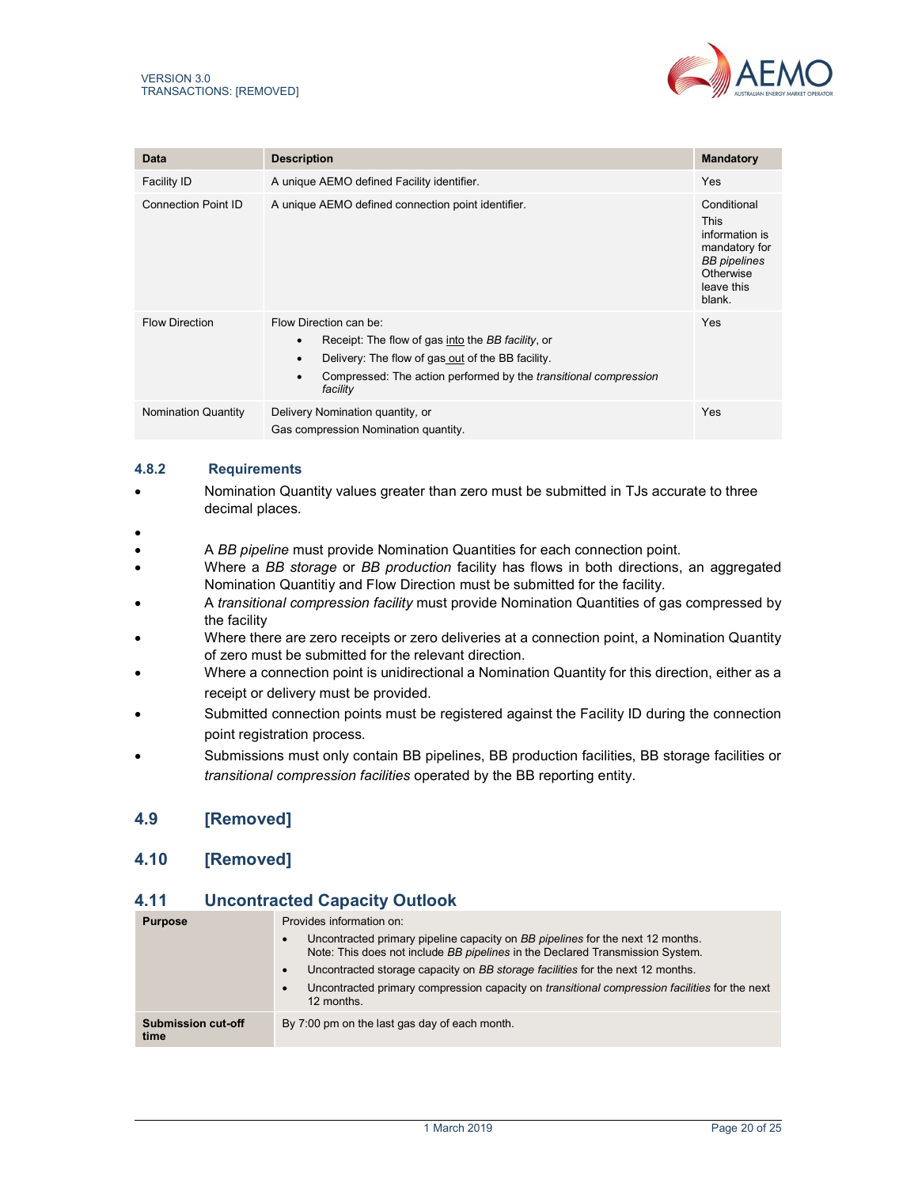| Data | Description | Mandatory |
| --- | --- | --- |
| Facility ID | A unique AEMO defined Facility identifier. | Yes |
| Connection Point ID | A unique AEMO defined connection point identifier. | Conditional<br>This information is mandatory for *BB pipelines* Otherwise leave this blank. |
| Flow Direction | Flow Direction can be:<br>• Receipt: The flow of gas into the *BB facility*, or<br>• Delivery: The flow of gas out of the BB facility.<br>• Compressed: The action performed by the *transitional compression facility* | Yes |
| Nomination Quantity | Delivery Nomination quantity, or<br>Gas compression Nomination quantity. | Yes |

### 4.8.2 Requirements

- Nomination Quantity values greater than zero must be submitted in TJs accurate to three decimal places.
- 
- A *BB pipeline* must provide Nomination Quantities for each connection point.
- Where a *BB storage* or *BB production* facility has flows in both directions, an aggregated Nomination Quantitiy and Flow Direction must be submitted for the facility.
- A *transitional compression facility* must provide Nomination Quantities of gas compressed by the facility
- Where there are zero receipts or zero deliveries at a connection point, a Nomination Quantity of zero must be submitted for the relevant direction.
- Where a connection point is unidirectional a Nomination Quantity for this direction, either as a receipt or delivery must be provided.
- Submitted connection points must be registered against the Facility ID during the connection point registration process.
- Submissions must only contain BB pipelines, BB production facilities, BB storage facilities or *transitional compression facilities* operated by the BB reporting entity.

## 4.9 [Removed]

## 4.10 [Removed]

## 4.11 Uncontracted Capacity Outlook

| | |
| --- | --- |
| **Purpose** | Provides information on:<br>• Uncontracted primary pipeline capacity on *BB pipelines* for the next 12 months. Note: This does not include *BB pipelines* in the Declared Transmission System.<br>• Uncontracted storage capacity on *BB storage facilities* for the next 12 months.<br>• Uncontracted primary compression capacity on *transitional compression facilities* for the next 12 months. |
| **Submission cut-off time** | By 7:00 pm on the last gas day of each month. |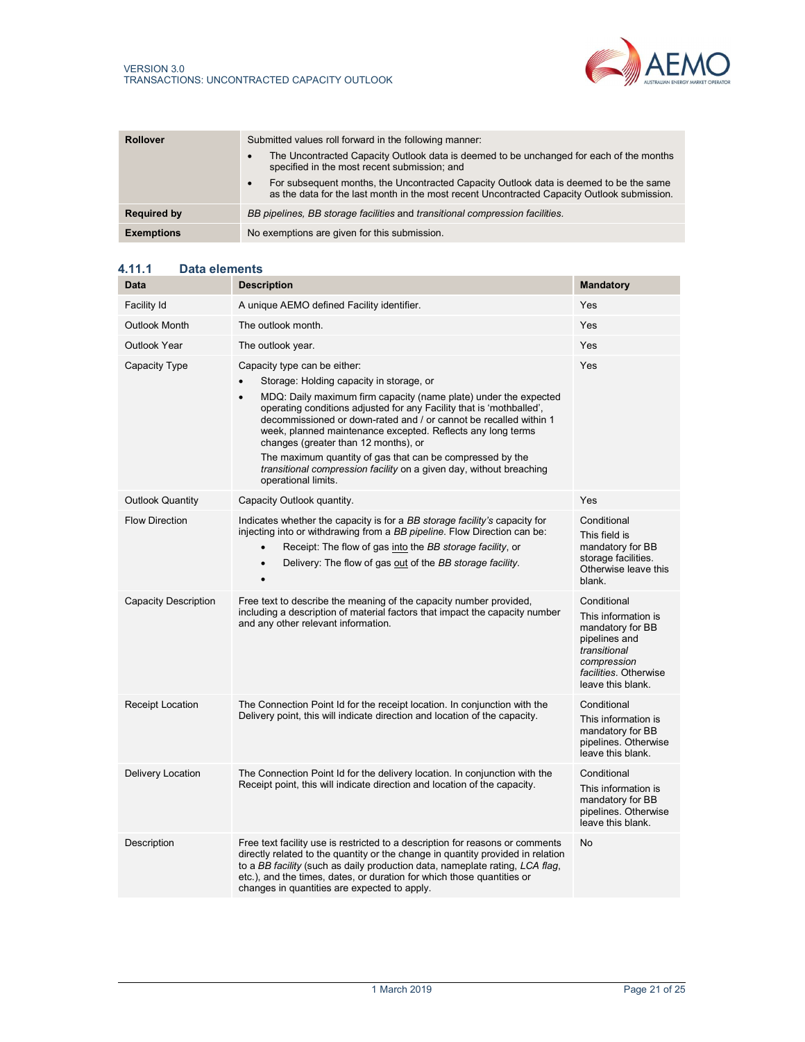| | |
|---|---|
| **Rollover** | Submitted values roll forward in the following manner:<br>• The Uncontracted Capacity Outlook data is deemed to be unchanged for each of the months specified in the most recent submission; and<br>• For subsequent months, the Uncontracted Capacity Outlook data is deemed to be the same as the data for the last month in the most recent Uncontracted Capacity Outlook submission. |
| **Required by** | *BB pipelines, BB storage facilities* and *transitional compression facilities.* |
| **Exemptions** | No exemptions are given for this submission. |

### 4.11.1 Data elements

| Data | Description | Mandatory |
|---|---|---|
| Facility Id | A unique AEMO defined Facility identifier. | Yes |
| Outlook Month | The outlook month. | Yes |
| Outlook Year | The outlook year. | Yes |
| Capacity Type | Capacity type can be either:<br>• Storage: Holding capacity in storage, or<br>• MDQ: Daily maximum firm capacity (name plate) under the expected operating conditions adjusted for any Facility that is 'mothballed', decommissioned or down-rated and / or cannot be recalled within 1 week, planned maintenance excepted. Reflects any long terms changes (greater than 12 months), or<br>The maximum quantity of gas that can be compressed by the *transitional compression facility* on a given day, without breaching operational limits. | Yes |
| Outlook Quantity | Capacity Outlook quantity. | Yes |
| Flow Direction | Indicates whether the capacity is for a *BB storage facility's* capacity for injecting into or withdrawing from a *BB pipeline*. Flow Direction can be:<br>• Receipt: The flow of gas into the *BB storage facility*, or<br>• Delivery: The flow of gas out of the *BB storage facility*.<br>• | Conditional<br>This field is mandatory for BB storage facilities. Otherwise leave this blank. |
| Capacity Description | Free text to describe the meaning of the capacity number provided, including a description of material factors that impact the capacity number and any other relevant information. | Conditional<br>This information is mandatory for BB pipelines and *transitional compression facilities*. Otherwise leave this blank. |
| Receipt Location | The Connection Point Id for the receipt location. In conjunction with the Delivery point, this will indicate direction and location of the capacity. | Conditional<br>This information is mandatory for BB pipelines. Otherwise leave this blank. |
| Delivery Location | The Connection Point Id for the delivery location. In conjunction with the Receipt point, this will indicate direction and location of the capacity. | Conditional<br>This information is mandatory for BB pipelines. Otherwise leave this blank. |
| Description | Free text facility use is restricted to a description for reasons or comments directly related to the quantity or the change in quantity provided in relation to a *BB facility* (such as daily production data, nameplate rating, *LCA flag*, etc.), and the times, dates, or duration for which those quantities or changes in quantities are expected to apply. | No |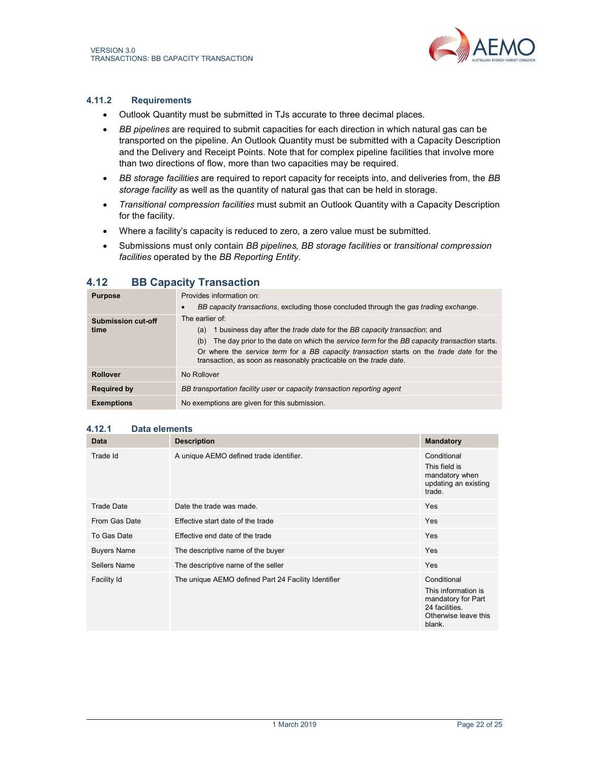### 4.11.2 Requirements

- Outlook Quantity must be submitted in TJs accurate to three decimal places.
- *BB pipelines* are required to submit capacities for each direction in which natural gas can be transported on the pipeline. An Outlook Quantity must be submitted with a Capacity Description and the Delivery and Receipt Points. Note that for complex pipeline facilities that involve more than two directions of flow, more than two capacities may be required.
- *BB storage facilities* are required to report capacity for receipts into, and deliveries from, the *BB storage facility* as well as the quantity of natural gas that can be held in storage.
- *Transitional compression facilities* must submit an Outlook Quantity with a Capacity Description for the facility.
- Where a facility's capacity is reduced to zero, a zero value must be submitted.
- Submissions must only contain *BB pipelines, BB storage facilities* or *transitional compression facilities* operated by the *BB Reporting Entity*.

## 4.12 BB Capacity Transaction

| | |
|---|---|
| **Purpose** | Provides information on:<br>• *BB capacity transactions*, excluding those concluded through the *gas trading exchange*. |
| **Submission cut-off time** | The earlier of:<br>(a) 1 business day after the *trade date* for the *BB capacity transaction*; and<br>(b) The day prior to the date on which the *service term* for the *BB capacity transaction* starts.<br>Or where the *service term* for a *BB capacity transaction* starts on the *trade date* for the transaction, as soon as reasonably practicable on the *trade date*. |
| **Rollover** | No Rollover |
| **Required by** | *BB transportation facility user* or *capacity transaction reporting agent* |
| **Exemptions** | No exemptions are given for this submission. |

### 4.12.1 Data elements

| Data | Description | Mandatory |
|---|---|---|
| Trade Id | A unique AEMO defined trade identifier. | Conditional<br>This field is mandatory when updating an existing trade. |
| Trade Date | Date the trade was made. | Yes |
| From Gas Date | Effective start date of the trade | Yes |
| To Gas Date | Effective end date of the trade | Yes |
| Buyers Name | The descriptive name of the buyer | Yes |
| Sellers Name | The descriptive name of the seller | Yes |
| Facility Id | The unique AEMO defined Part 24 Facility Identifier | Conditional<br>This information is mandatory for Part 24 facilities. Otherwise leave this blank. |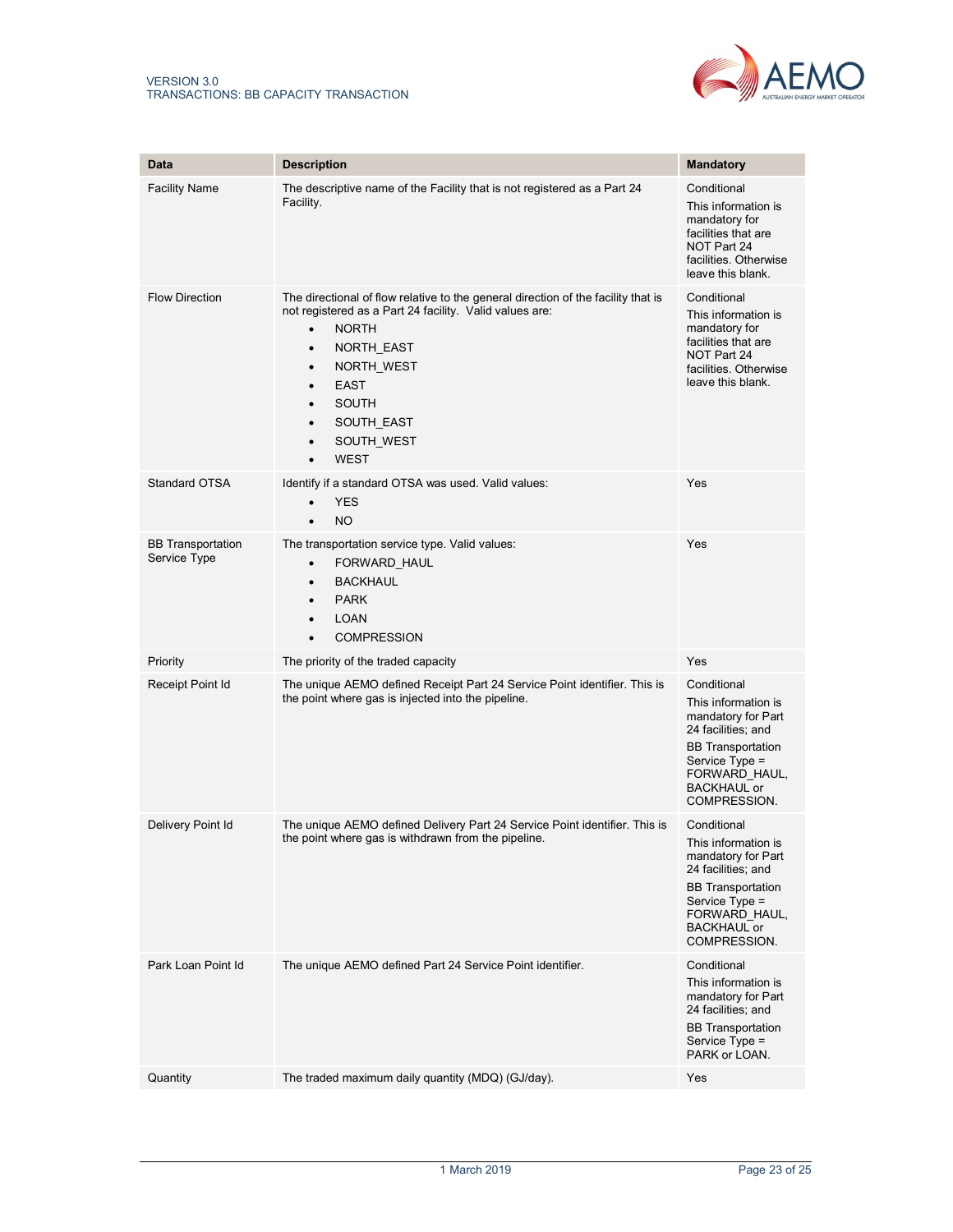| Data | Description | Mandatory |
|---|---|---|
| Facility Name | The descriptive name of the Facility that is not registered as a Part 24 Facility. | Conditional<br>This information is mandatory for facilities that are NOT Part 24 facilities. Otherwise leave this blank. |
| Flow Direction | The directional of flow relative to the general direction of the facility that is not registered as a Part 24 facility. Valid values are:<br>• NORTH<br>• NORTH_EAST<br>• NORTH_WEST<br>• EAST<br>• SOUTH<br>• SOUTH_EAST<br>• SOUTH_WEST<br>• WEST | Conditional<br>This information is mandatory for facilities that are NOT Part 24 facilities. Otherwise leave this blank. |
| Standard OTSA | Identify if a standard OTSA was used. Valid values:<br>• YES<br>• NO | Yes |
| BB Transportation Service Type | The transportation service type. Valid values:<br>• FORWARD_HAUL<br>• BACKHAUL<br>• PARK<br>• LOAN<br>• COMPRESSION | Yes |
| Priority | The priority of the traded capacity | Yes |
| Receipt Point Id | The unique AEMO defined Receipt Part 24 Service Point identifier. This is the point where gas is injected into the pipeline. | Conditional<br>This information is mandatory for Part 24 facilities; and<br>BB Transportation Service Type = FORWARD_HAUL, BACKHAUL or COMPRESSION. |
| Delivery Point Id | The unique AEMO defined Delivery Part 24 Service Point identifier. This is the point where gas is withdrawn from the pipeline. | Conditional<br>This information is mandatory for Part 24 facilities; and<br>BB Transportation Service Type = FORWARD_HAUL, BACKHAUL or COMPRESSION. |
| Park Loan Point Id | The unique AEMO defined Part 24 Service Point identifier. | Conditional<br>This information is mandatory for Part 24 facilities; and<br>BB Transportation Service Type = PARK or LOAN. |
| Quantity | The traded maximum daily quantity (MDQ) (GJ/day). | Yes |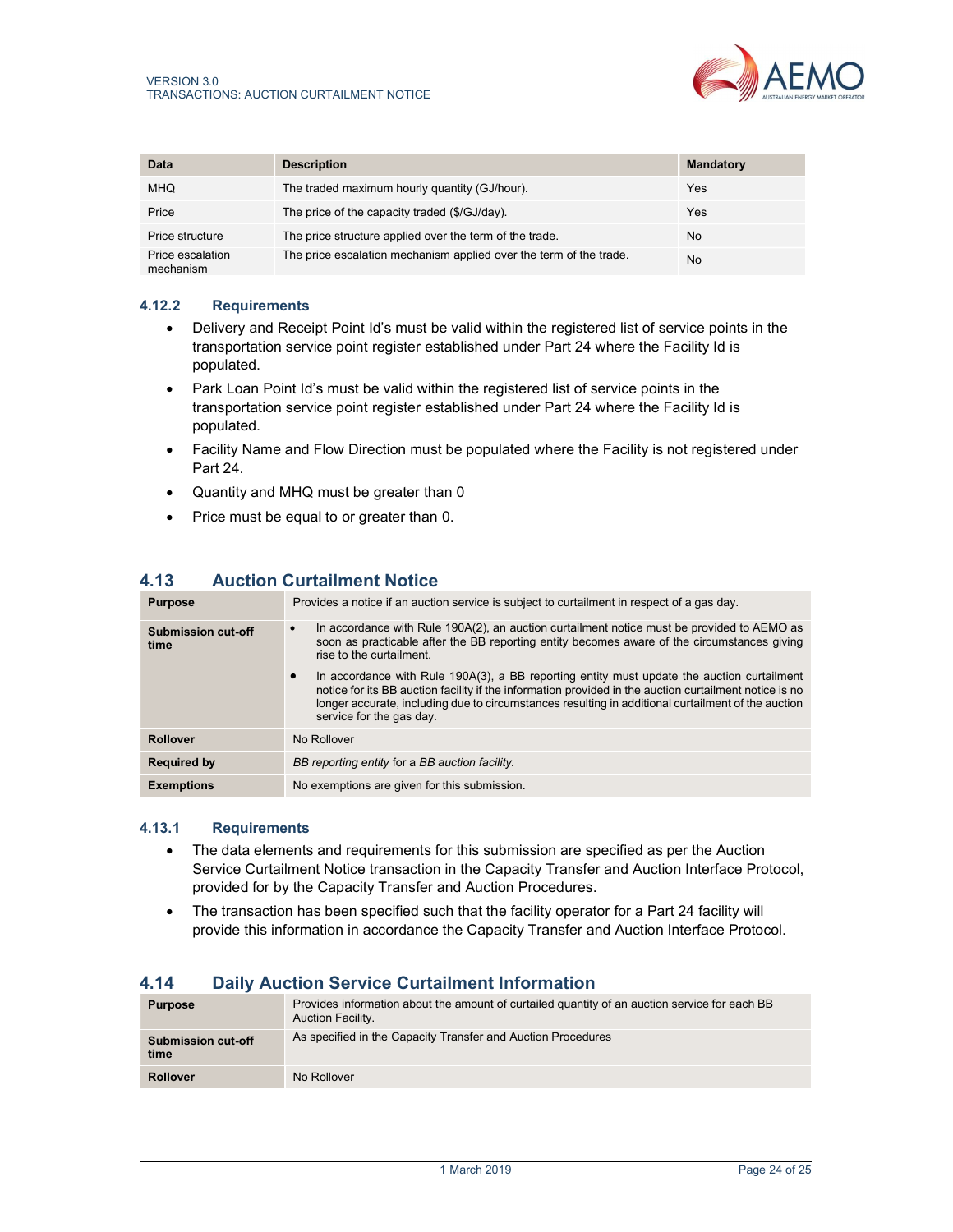| Data | Description | Mandatory |
| --- | --- | --- |
| MHQ | The traded maximum hourly quantity (GJ/hour). | Yes |
| Price | The price of the capacity traded ($/GJ/day). | Yes |
| Price structure | The price structure applied over the term of the trade. | No |
| Price escalation mechanism | The price escalation mechanism applied over the term of the trade. | No |

### 4.12.2 Requirements

- Delivery and Receipt Point Id's must be valid within the registered list of service points in the transportation service point register established under Part 24 where the Facility Id is populated.
- Park Loan Point Id's must be valid within the registered list of service points in the transportation service point register established under Part 24 where the Facility Id is populated.
- Facility Name and Flow Direction must be populated where the Facility is not registered under Part 24.
- Quantity and MHQ must be greater than 0
- Price must be equal to or greater than 0.

## 4.13 Auction Curtailment Notice

| | |
| --- | --- |
| **Purpose** | Provides a notice if an auction service is subject to curtailment in respect of a gas day. |
| **Submission cut-off time** | • In accordance with Rule 190A(2), an auction curtailment notice must be provided to AEMO as soon as practicable after the BB reporting entity becomes aware of the circumstances giving rise to the curtailment. • In accordance with Rule 190A(3), a BB reporting entity must update the auction curtailment notice for its BB auction facility if the information provided in the auction curtailment notice is no longer accurate, including due to circumstances resulting in additional curtailment of the auction service for the gas day. |
| **Rollover** | No Rollover |
| **Required by** | *BB reporting entity* for a *BB auction facility.* |
| **Exemptions** | No exemptions are given for this submission. |

### 4.13.1 Requirements

- The data elements and requirements for this submission are specified as per the Auction Service Curtailment Notice transaction in the Capacity Transfer and Auction Interface Protocol, provided for by the Capacity Transfer and Auction Procedures.
- The transaction has been specified such that the facility operator for a Part 24 facility will provide this information in accordance the Capacity Transfer and Auction Interface Protocol.

## 4.14 Daily Auction Service Curtailment Information

| | |
| --- | --- |
| **Purpose** | Provides information about the amount of curtailed quantity of an auction service for each BB Auction Facility. |
| **Submission cut-off time** | As specified in the Capacity Transfer and Auction Procedures |
| **Rollover** | No Rollover |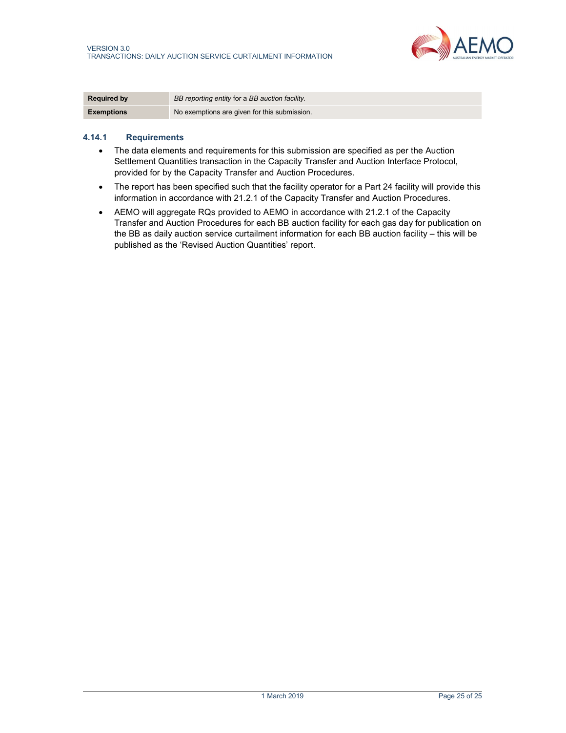| | |
|---|---|
| **Required by** | *BB reporting entity* for a *BB auction facility*. |
| **Exemptions** | No exemptions are given for this submission. |

### 4.14.1 Requirements

- The data elements and requirements for this submission are specified as per the Auction Settlement Quantities transaction in the Capacity Transfer and Auction Interface Protocol, provided for by the Capacity Transfer and Auction Procedures.
- The report has been specified such that the facility operator for a Part 24 facility will provide this information in accordance with 21.2.1 of the Capacity Transfer and Auction Procedures.
- AEMO will aggregate RQs provided to AEMO in accordance with 21.2.1 of the Capacity Transfer and Auction Procedures for each BB auction facility for each gas day for publication on the BB as daily auction service curtailment information for each BB auction facility – this will be published as the 'Revised Auction Quantities' report.